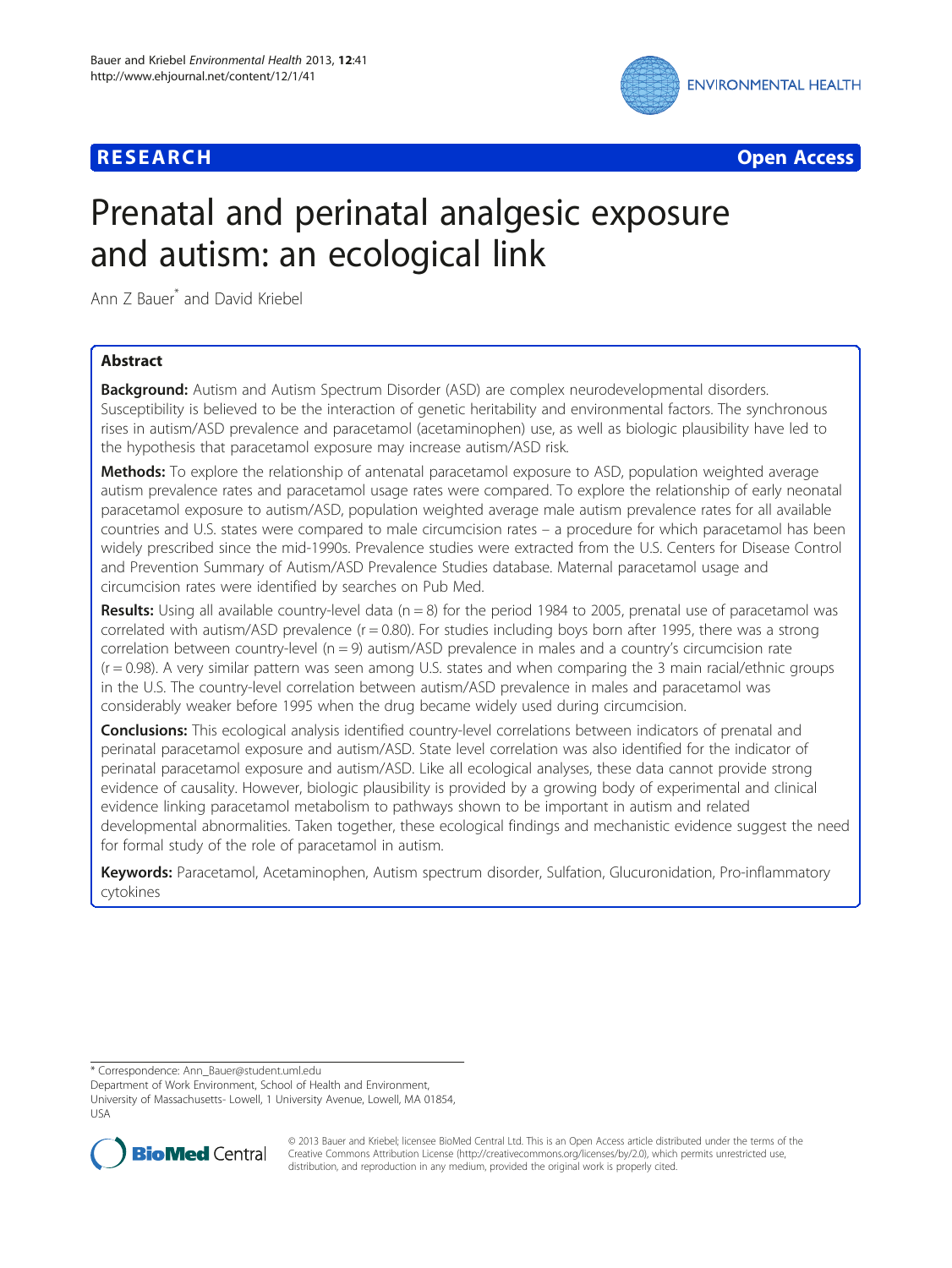**RESEARCH** **Open Access**

# Prenatal and perinatal analgesic exposure and autism: an ecological link

Ann Z Bauer* and David Kriebel

## Abstract

**Background:** Autism and Autism Spectrum Disorder (ASD) are complex neurodevelopmental disorders. Susceptibility is believed to be the interaction of genetic heritability and environmental factors. The synchronous rises in autism/ASD prevalence and paracetamol (acetaminophen) use, as well as biologic plausibility have led to the hypothesis that paracetamol exposure may increase autism/ASD risk.

**Methods:** To explore the relationship of antenatal paracetamol exposure to ASD, population weighted average autism prevalence rates and paracetamol usage rates were compared. To explore the relationship of early neonatal paracetamol exposure to autism/ASD, population weighted average male autism prevalence rates for all available countries and U.S. states were compared to male circumcision rates – a procedure for which paracetamol has been widely prescribed since the mid-1990s. Prevalence studies were extracted from the U.S. Centers for Disease Control and Prevention Summary of Autism/ASD Prevalence Studies database. Maternal paracetamol usage and circumcision rates were identified by searches on Pub Med.

**Results:** Using all available country-level data ($n = 8$) for the period 1984 to 2005, prenatal use of paracetamol was correlated with autism/ASD prevalence ($r = 0.80$). For studies including boys born after 1995, there was a strong correlation between country-level ($n = 9$) autism/ASD prevalence in males and a country's circumcision rate ($r = 0.98$). A very similar pattern was seen among U.S. states and when comparing the 3 main racial/ethnic groups in the U.S. The country-level correlation between autism/ASD prevalence in males and paracetamol was considerably weaker before 1995 when the drug became widely used during circumcision.

**Conclusions:** This ecological analysis identified country-level correlations between indicators of prenatal and perinatal paracetamol exposure and autism/ASD. State level correlation was also identified for the indicator of perinatal paracetamol exposure and autism/ASD. Like all ecological analyses, these data cannot provide strong evidence of causality. However, biologic plausibility is provided by a growing body of experimental and clinical evidence linking paracetamol metabolism to pathways shown to be important in autism and related developmental abnormalities. Taken together, these ecological findings and mechanistic evidence suggest the need for formal study of the role of paracetamol in autism.

**Keywords:** Paracetamol, Acetaminophen, Autism spectrum disorder, Sulfation, Glucuronidation, Pro-inflammatory cytokines

\* Correspondence: Ann_Bauer@student.uml.edu
Department of Work Environment, School of Health and Environment, University of Massachusetts- Lowell, 1 University Avenue, Lowell, MA 01854, USA

© 2013 Bauer and Kriebel; licensee BioMed Central Ltd. This is an Open Access article distributed under the terms of the Creative Commons Attribution License (http://creativecommons.org/licenses/by/2.0), which permits unrestricted use, distribution, and reproduction in any medium, provided the original work is properly cited.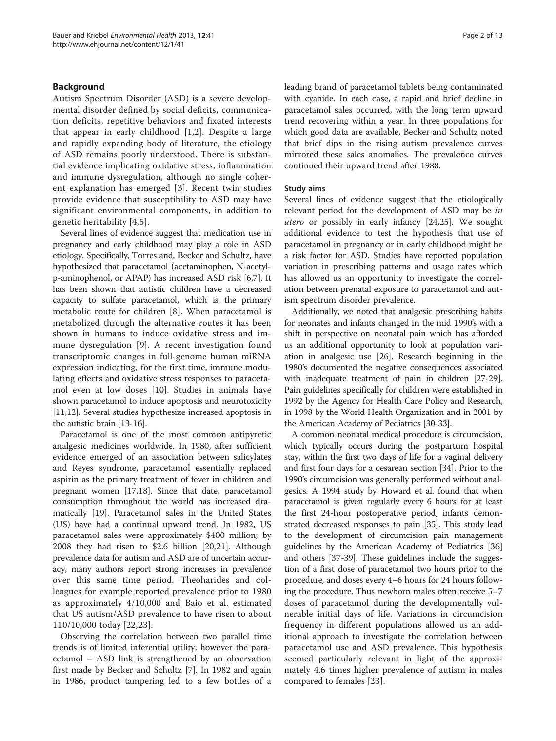## Background

Autism Spectrum Disorder (ASD) is a severe developmental disorder defined by social deficits, communication deficits, repetitive behaviors and fixated interests that appear in early childhood [1,2]. Despite a large and rapidly expanding body of literature, the etiology of ASD remains poorly understood. There is substantial evidence implicating oxidative stress, inflammation and immune dysregulation, although no single coherent explanation has emerged [3]. Recent twin studies provide evidence that susceptibility to ASD may have significant environmental components, in addition to genetic heritability [4,5].

Several lines of evidence suggest that medication use in pregnancy and early childhood may play a role in ASD etiology. Specifically, Torres and, Becker and Schultz, have hypothesized that paracetamol (acetaminophen, N-acetyl-p-aminophenol, or APAP) has increased ASD risk [6,7]. It has been shown that autistic children have a decreased capacity to sulfate paracetamol, which is the primary metabolic route for children [8]. When paracetamol is metabolized through the alternative routes it has been shown in humans to induce oxidative stress and immune dysregulation [9]. A recent investigation found transcriptomic changes in full-genome human miRNA expression indicating, for the first time, immune modulating effects and oxidative stress responses to paracetamol even at low doses [10]. Studies in animals have shown paracetamol to induce apoptosis and neurotoxicity [11,12]. Several studies hypothesize increased apoptosis in the autistic brain [13-16].

Paracetamol is one of the most common antipyretic analgesic medicines worldwide. In 1980, after sufficient evidence emerged of an association between salicylates and Reyes syndrome, paracetamol essentially replaced aspirin as the primary treatment of fever in children and pregnant women [17,18]. Since that date, paracetamol consumption throughout the world has increased dramatically [19]. Paracetamol sales in the United States (US) have had a continual upward trend. In 1982, US paracetamol sales were approximately $400 million; by 2008 they had risen to $2.6 billion [20,21]. Although prevalence data for autism and ASD are of uncertain accuracy, many authors report strong increases in prevalence over this same time period. Theoharides and colleagues for example reported prevalence prior to 1980 as approximately 4/10,000 and Baio et al. estimated that US autism/ASD prevalence to have risen to about 110/10,000 today [22,23].

Observing the correlation between two parallel time trends is of limited inferential utility; however the paracetamol – ASD link is strengthened by an observation first made by Becker and Schultz [7]. In 1982 and again in 1986, product tampering led to a few bottles of a leading brand of paracetamol tablets being contaminated with cyanide. In each case, a rapid and brief decline in paracetamol sales occurred, with the long term upward trend recovering within a year. In three populations for which good data are available, Becker and Schultz noted that brief dips in the rising autism prevalence curves mirrored these sales anomalies. The prevalence curves continued their upward trend after 1988.

### Study aims

Several lines of evidence suggest that the etiologically relevant period for the development of ASD may be *in utero* or possibly in early infancy [24,25]. We sought additional evidence to test the hypothesis that use of paracetamol in pregnancy or in early childhood might be a risk factor for ASD. Studies have reported population variation in prescribing patterns and usage rates which has allowed us an opportunity to investigate the correlation between prenatal exposure to paracetamol and autism spectrum disorder prevalence.

Additionally, we noted that analgesic prescribing habits for neonates and infants changed in the mid 1990's with a shift in perspective on neonatal pain which has afforded us an additional opportunity to look at population variation in analgesic use [26]. Research beginning in the 1980's documented the negative consequences associated with inadequate treatment of pain in children [27-29]. Pain guidelines specifically for children were established in 1992 by the Agency for Health Care Policy and Research, in 1998 by the World Health Organization and in 2001 by the American Academy of Pediatrics [30-33].

A common neonatal medical procedure is circumcision, which typically occurs during the postpartum hospital stay, within the first two days of life for a vaginal delivery and first four days for a cesarean section [34]. Prior to the 1990's circumcision was generally performed without analgesics. A 1994 study by Howard et al. found that when paracetamol is given regularly every 6 hours for at least the first 24-hour postoperative period, infants demonstrated decreased responses to pain [35]. This study lead to the development of circumcision pain management guidelines by the American Academy of Pediatrics [36] and others [37-39]. These guidelines include the suggestion of a first dose of paracetamol two hours prior to the procedure, and doses every 4–6 hours for 24 hours following the procedure. Thus newborn males often receive 5–7 doses of paracetamol during the developmentally vulnerable initial days of life. Variations in circumcision frequency in different populations allowed us an additional approach to investigate the correlation between paracetamol use and ASD prevalence. This hypothesis seemed particularly relevant in light of the approximately 4.6 times higher prevalence of autism in males compared to females [23].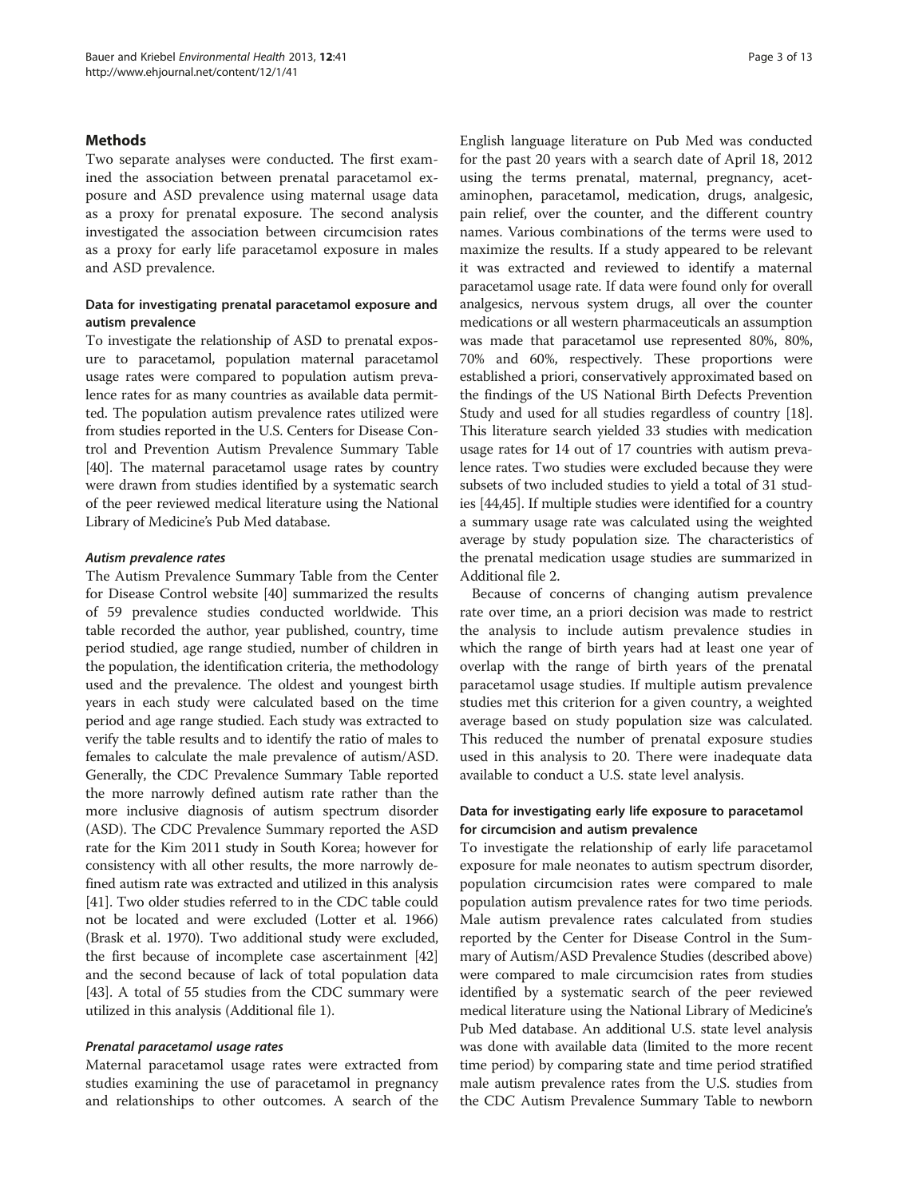## Methods

Two separate analyses were conducted. The first examined the association between prenatal paracetamol exposure and ASD prevalence using maternal usage data as a proxy for prenatal exposure. The second analysis investigated the association between circumcision rates as a proxy for early life paracetamol exposure in males and ASD prevalence.

### Data for investigating prenatal paracetamol exposure and autism prevalence

To investigate the relationship of ASD to prenatal exposure to paracetamol, population maternal paracetamol usage rates were compared to population autism prevalence rates for as many countries as available data permitted. The population autism prevalence rates utilized were from studies reported in the U.S. Centers for Disease Control and Prevention Autism Prevalence Summary Table [40]. The maternal paracetamol usage rates by country were drawn from studies identified by a systematic search of the peer reviewed medical literature using the National Library of Medicine's Pub Med database.

#### *Autism prevalence rates*

The Autism Prevalence Summary Table from the Center for Disease Control website [40] summarized the results of 59 prevalence studies conducted worldwide. This table recorded the author, year published, country, time period studied, age range studied, number of children in the population, the identification criteria, the methodology used and the prevalence. The oldest and youngest birth years in each study were calculated based on the time period and age range studied. Each study was extracted to verify the table results and to identify the ratio of males to females to calculate the male prevalence of autism/ASD. Generally, the CDC Prevalence Summary Table reported the more narrowly defined autism rate rather than the more inclusive diagnosis of autism spectrum disorder (ASD). The CDC Prevalence Summary reported the ASD rate for the Kim 2011 study in South Korea; however for consistency with all other results, the more narrowly defined autism rate was extracted and utilized in this analysis [41]. Two older studies referred to in the CDC table could not be located and were excluded (Lotter et al. 1966) (Brask et al. 1970). Two additional study were excluded, the first because of incomplete case ascertainment [42] and the second because of lack of total population data [43]. A total of 55 studies from the CDC summary were utilized in this analysis (Additional file 1).

#### *Prenatal paracetamol usage rates*

Maternal paracetamol usage rates were extracted from studies examining the use of paracetamol in pregnancy and relationships to other outcomes. A search of the English language literature on Pub Med was conducted for the past 20 years with a search date of April 18, 2012 using the terms prenatal, maternal, pregnancy, acetaminophen, paracetamol, medication, drugs, analgesic, pain relief, over the counter, and the different country names. Various combinations of the terms were used to maximize the results. If a study appeared to be relevant it was extracted and reviewed to identify a maternal paracetamol usage rate. If data were found only for overall analgesics, nervous system drugs, all over the counter medications or all western pharmaceuticals an assumption was made that paracetamol use represented 80%, 80%, 70% and 60%, respectively. These proportions were established a priori, conservatively approximated based on the findings of the US National Birth Defects Prevention Study and used for all studies regardless of country [18]. This literature search yielded 33 studies with medication usage rates for 14 out of 17 countries with autism prevalence rates. Two studies were excluded because they were subsets of two included studies to yield a total of 31 studies [44,45]. If multiple studies were identified for a country a summary usage rate was calculated using the weighted average by study population size. The characteristics of the prenatal medication usage studies are summarized in Additional file 2.

Because of concerns of changing autism prevalence rate over time, an a priori decision was made to restrict the analysis to include autism prevalence studies in which the range of birth years had at least one year of overlap with the range of birth years of the prenatal paracetamol usage studies. If multiple autism prevalence studies met this criterion for a given country, a weighted average based on study population size was calculated. This reduced the number of prenatal exposure studies used in this analysis to 20. There were inadequate data available to conduct a U.S. state level analysis.

### Data for investigating early life exposure to paracetamol for circumcision and autism prevalence

To investigate the relationship of early life paracetamol exposure for male neonates to autism spectrum disorder, population circumcision rates were compared to male population autism prevalence rates for two time periods. Male autism prevalence rates calculated from studies reported by the Center for Disease Control in the Summary of Autism/ASD Prevalence Studies (described above) were compared to male circumcision rates from studies identified by a systematic search of the peer reviewed medical literature using the National Library of Medicine's Pub Med database. An additional U.S. state level analysis was done with available data (limited to the more recent time period) by comparing state and time period stratified male autism prevalence rates from the U.S. studies from the CDC Autism Prevalence Summary Table to newborn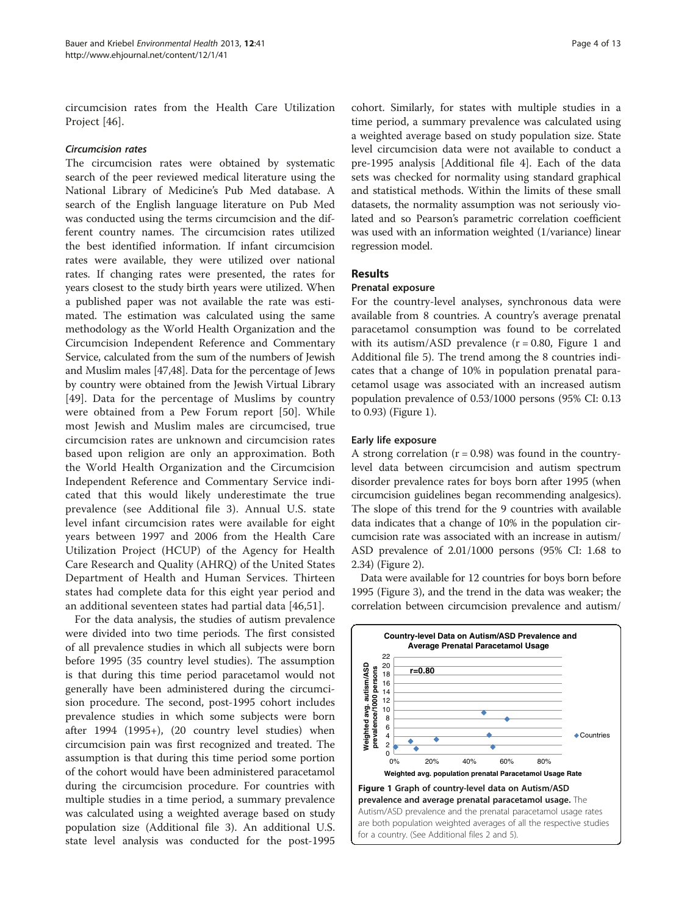circumcision rates from the Health Care Utilization Project [46].

#### *Circumcision rates*

The circumcision rates were obtained by systematic search of the peer reviewed medical literature using the National Library of Medicine's Pub Med database. A search of the English language literature on Pub Med was conducted using the terms circumcision and the different country names. The circumcision rates utilized the best identified information. If infant circumcision rates were available, they were utilized over national rates. If changing rates were presented, the rates for years closest to the study birth years were utilized. When a published paper was not available the rate was estimated. The estimation was calculated using the same methodology as the World Health Organization and the Circumcision Independent Reference and Commentary Service, calculated from the sum of the numbers of Jewish and Muslim males [47,48]. Data for the percentage of Jews by country were obtained from the Jewish Virtual Library [49]. Data for the percentage of Muslims by country were obtained from a Pew Forum report [50]. While most Jewish and Muslim males are circumcised, true circumcision rates are unknown and circumcision rates based upon religion are only an approximation. Both the World Health Organization and the Circumcision Independent Reference and Commentary Service indicated that this would likely underestimate the true prevalence (see Additional file 3). Annual U.S. state level infant circumcision rates were available for eight years between 1997 and 2006 from the Health Care Utilization Project (HCUP) of the Agency for Health Care Research and Quality (AHRQ) of the United States Department of Health and Human Services. Thirteen states had complete data for this eight year period and an additional seventeen states had partial data [46,51].

For the data analysis, the studies of autism prevalence were divided into two time periods. The first consisted of all prevalence studies in which all subjects were born before 1995 (35 country level studies). The assumption is that during this time period paracetamol would not generally have been administered during the circumcision procedure. The second, post-1995 cohort includes prevalence studies in which some subjects were born after 1994 (1995+), (20 country level studies) when circumcision pain was first recognized and treated. The assumption is that during this time period some portion of the cohort would have been administered paracetamol during the circumcision procedure. For countries with multiple studies in a time period, a summary prevalence was calculated using a weighted average based on study population size (Additional file 3). An additional U.S. state level analysis was conducted for the post-1995 cohort. Similarly, for states with multiple studies in a time period, a summary prevalence was calculated using a weighted average based on study population size. State level circumcision data were not available to conduct a pre-1995 analysis [Additional file 4]. Each of the data sets was checked for normality using standard graphical and statistical methods. Within the limits of these small datasets, the normality assumption was not seriously violated and so Pearson's parametric correlation coefficient was used with an information weighted (1/variance) linear regression model.

## Results

### Prenatal exposure

For the country-level analyses, synchronous data were available from 8 countries. A country's average prenatal paracetamol consumption was found to be correlated with its autism/ASD prevalence ($r = 0.80$, Figure 1 and Additional file 5). The trend among the 8 countries indicates that a change of 10% in population prenatal paracetamol usage was associated with an increased autism population prevalence of 0.53/1000 persons (95% CI: 0.13 to 0.93) (Figure 1).

### Early life exposure

A strong correlation ($r = 0.98$) was found in the country-level data between circumcision and autism spectrum disorder prevalence rates for boys born after 1995 (when circumcision guidelines began recommending analgesics). The slope of this trend for the 9 countries with available data indicates that a change of 10% in the population circumcision rate was associated with an increase in autism/ASD prevalence of 2.01/1000 persons (95% CI: 1.68 to 2.34) (Figure 2).

Data were available for 12 countries for boys born before 1995 (Figure 3), and the trend in the data was weaker; the correlation between circumcision prevalence and autism/

**Figure 1 Graph of country-level data on Autism/ASD prevalence and average prenatal paracetamol usage.** The Autism/ASD prevalence and the prenatal paracetamol usage rates are both population weighted averages of all the respective studies for a country. (See Additional files 2 and 5).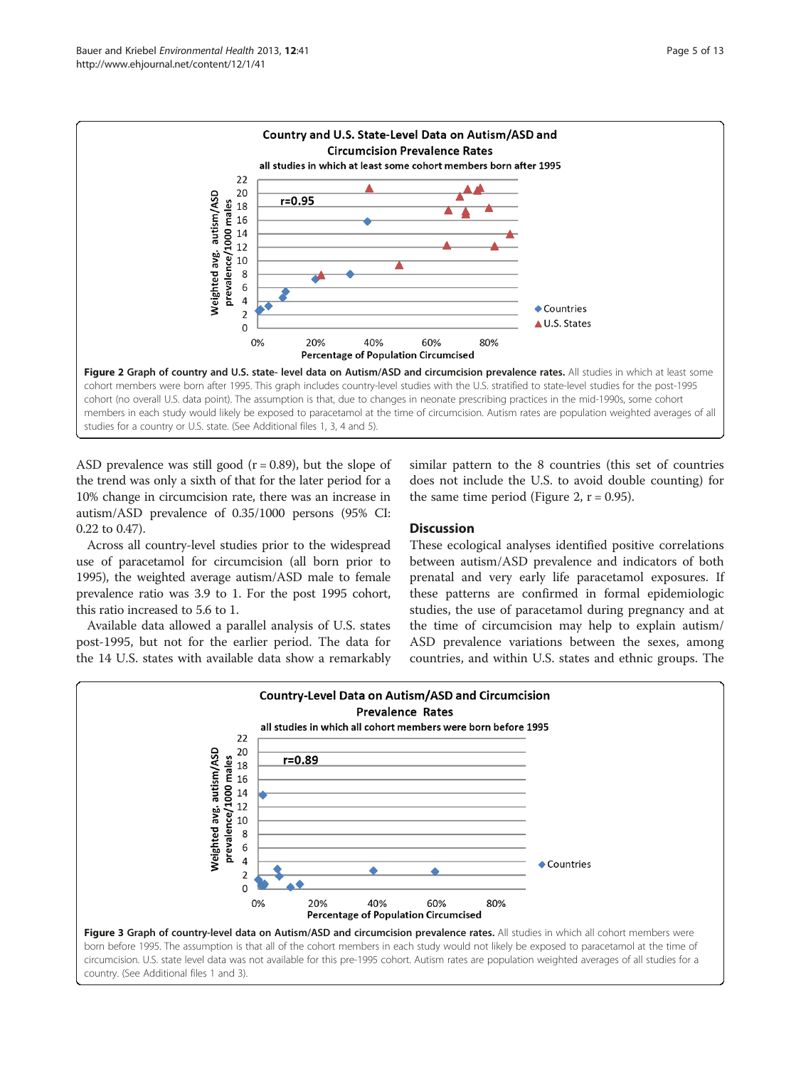**Figure 2 Graph of country and U.S. state- level data on Autism/ASD and circumcision prevalence rates.** All studies in which at least some cohort members were born after 1995. This graph includes country-level studies with the U.S. stratified to state-level studies for the post-1995 cohort (no overall U.S. data point). The assumption is that, due to changes in neonate prescribing practices in the mid-1990s, some cohort members in each study would likely be exposed to paracetamol at the time of circumcision. Autism rates are population weighted averages of all studies for a country or U.S. state. (See Additional files 1, 3, 4 and 5).

ASD prevalence was still good (r = 0.89), but the slope of the trend was only a sixth of that for the later period for a 10% change in circumcision rate, there was an increase in autism/ASD prevalence of 0.35/1000 persons (95% CI: 0.22 to 0.47).

Across all country-level studies prior to the widespread use of paracetamol for circumcision (all born prior to 1995), the weighted average autism/ASD male to female prevalence ratio was 3.9 to 1. For the post 1995 cohort, this ratio increased to 5.6 to 1.

Available data allowed a parallel analysis of U.S. states post-1995, but not for the earlier period. The data for the 14 U.S. states with available data show a remarkably similar pattern to the 8 countries (this set of countries does not include the U.S. to avoid double counting) for the same time period (Figure 2, r = 0.95).

## Discussion

These ecological analyses identified positive correlations between autism/ASD prevalence and indicators of both prenatal and very early life paracetamol exposures. If these patterns are confirmed in formal epidemiologic studies, the use of paracetamol during pregnancy and at the time of circumcision may help to explain autism/ASD prevalence variations between the sexes, among countries, and within U.S. states and ethnic groups. The

**Figure 3 Graph of country-level data on Autism/ASD and circumcision prevalence rates.** All studies in which all cohort members were born before 1995. The assumption is that all of the cohort members in each study would not likely be exposed to paracetamol at the time of circumcision. U.S. state level data was not available for this pre-1995 cohort. Autism rates are population weighted averages of all studies for a country. (See Additional files 1 and 3).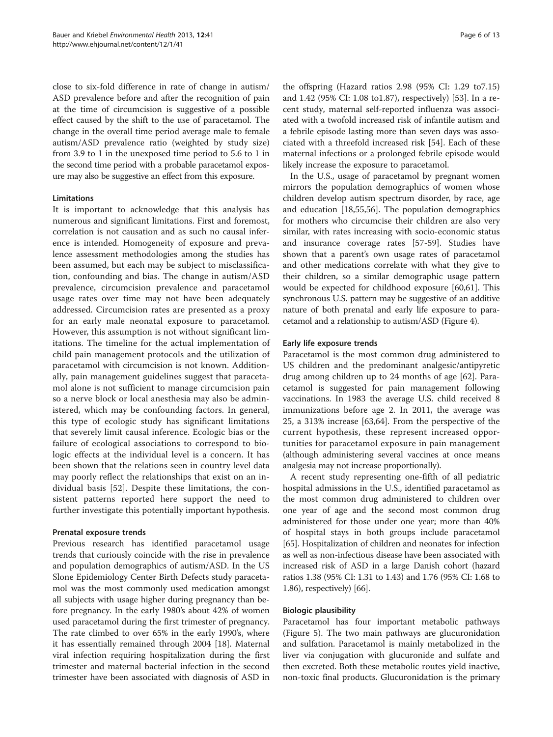close to six-fold difference in rate of change in autism/ASD prevalence before and after the recognition of pain at the time of circumcision is suggestive of a possible effect caused by the shift to the use of paracetamol. The change in the overall time period average male to female autism/ASD prevalence ratio (weighted by study size) from 3.9 to 1 in the unexposed time period to 5.6 to 1 in the second time period with a probable paracetamol exposure may also be suggestive an effect from this exposure.

#### Limitations

It is important to acknowledge that this analysis has numerous and significant limitations. First and foremost, correlation is not causation and as such no causal inference is intended. Homogeneity of exposure and prevalence assessment methodologies among the studies has been assumed, but each may be subject to misclassification, confounding and bias. The change in autism/ASD prevalence, circumcision prevalence and paracetamol usage rates over time may not have been adequately addressed. Circumcision rates are presented as a proxy for an early male neonatal exposure to paracetamol. However, this assumption is not without significant limitations. The timeline for the actual implementation of child pain management protocols and the utilization of paracetamol with circumcision is not known. Additionally, pain management guidelines suggest that paracetamol alone is not sufficient to manage circumcision pain so a nerve block or local anesthesia may also be administered, which may be confounding factors. In general, this type of ecologic study has significant limitations that severely limit causal inference. Ecologic bias or the failure of ecological associations to correspond to biologic effects at the individual level is a concern. It has been shown that the relations seen in country level data may poorly reflect the relationships that exist on an individual basis [52]. Despite these limitations, the consistent patterns reported here support the need to further investigate this potentially important hypothesis.

#### Prenatal exposure trends

Previous research has identified paracetamol usage trends that curiously coincide with the rise in prevalence and population demographics of autism/ASD. In the US Slone Epidemiology Center Birth Defects study paracetamol was the most commonly used medication amongst all subjects with usage higher during pregnancy than before pregnancy. In the early 1980's about 42% of women used paracetamol during the first trimester of pregnancy. The rate climbed to over 65% in the early 1990's, where it has essentially remained through 2004 [18]. Maternal viral infection requiring hospitalization during the first trimester and maternal bacterial infection in the second trimester have been associated with diagnosis of ASD in the offspring (Hazard ratios 2.98 (95% CI: 1.29 to7.15) and 1.42 (95% CI: 1.08 to1.87), respectively) [53]. In a recent study, maternal self-reported influenza was associated with a twofold increased risk of infantile autism and a febrile episode lasting more than seven days was associated with a threefold increased risk [54]. Each of these maternal infections or a prolonged febrile episode would likely increase the exposure to paracetamol.

In the U.S., usage of paracetamol by pregnant women mirrors the population demographics of women whose children develop autism spectrum disorder, by race, age and education [18,55,56]. The population demographics for mothers who circumcise their children are also very similar, with rates increasing with socio-economic status and insurance coverage rates [57-59]. Studies have shown that a parent's own usage rates of paracetamol and other medications correlate with what they give to their children, so a similar demographic usage pattern would be expected for childhood exposure [60,61]. This synchronous U.S. pattern may be suggestive of an additive nature of both prenatal and early life exposure to paracetamol and a relationship to autism/ASD (Figure 4).

#### Early life exposure trends

Paracetamol is the most common drug administered to US children and the predominant analgesic/antipyretic drug among children up to 24 months of age [62]. Paracetamol is suggested for pain management following vaccinations. In 1983 the average U.S. child received 8 immunizations before age 2. In 2011, the average was 25, a 313% increase [63,64]. From the perspective of the current hypothesis, these represent increased opportunities for paracetamol exposure in pain management (although administering several vaccines at once means analgesia may not increase proportionally).

A recent study representing one-fifth of all pediatric hospital admissions in the U.S., identified paracetamol as the most common drug administered to children over one year of age and the second most common drug administered for those under one year; more than 40% of hospital stays in both groups include paracetamol [65]. Hospitalization of children and neonates for infection as well as non-infectious disease have been associated with increased risk of ASD in a large Danish cohort (hazard ratios 1.38 (95% CI: 1.31 to 1.43) and 1.76 (95% CI: 1.68 to 1.86), respectively) [66].

#### Biologic plausibility

Paracetamol has four important metabolic pathways (Figure 5). The two main pathways are glucuronidation and sulfation. Paracetamol is mainly metabolized in the liver via conjugation with glucuronide and sulfate and then excreted. Both these metabolic routes yield inactive, non-toxic final products. Glucuronidation is the primary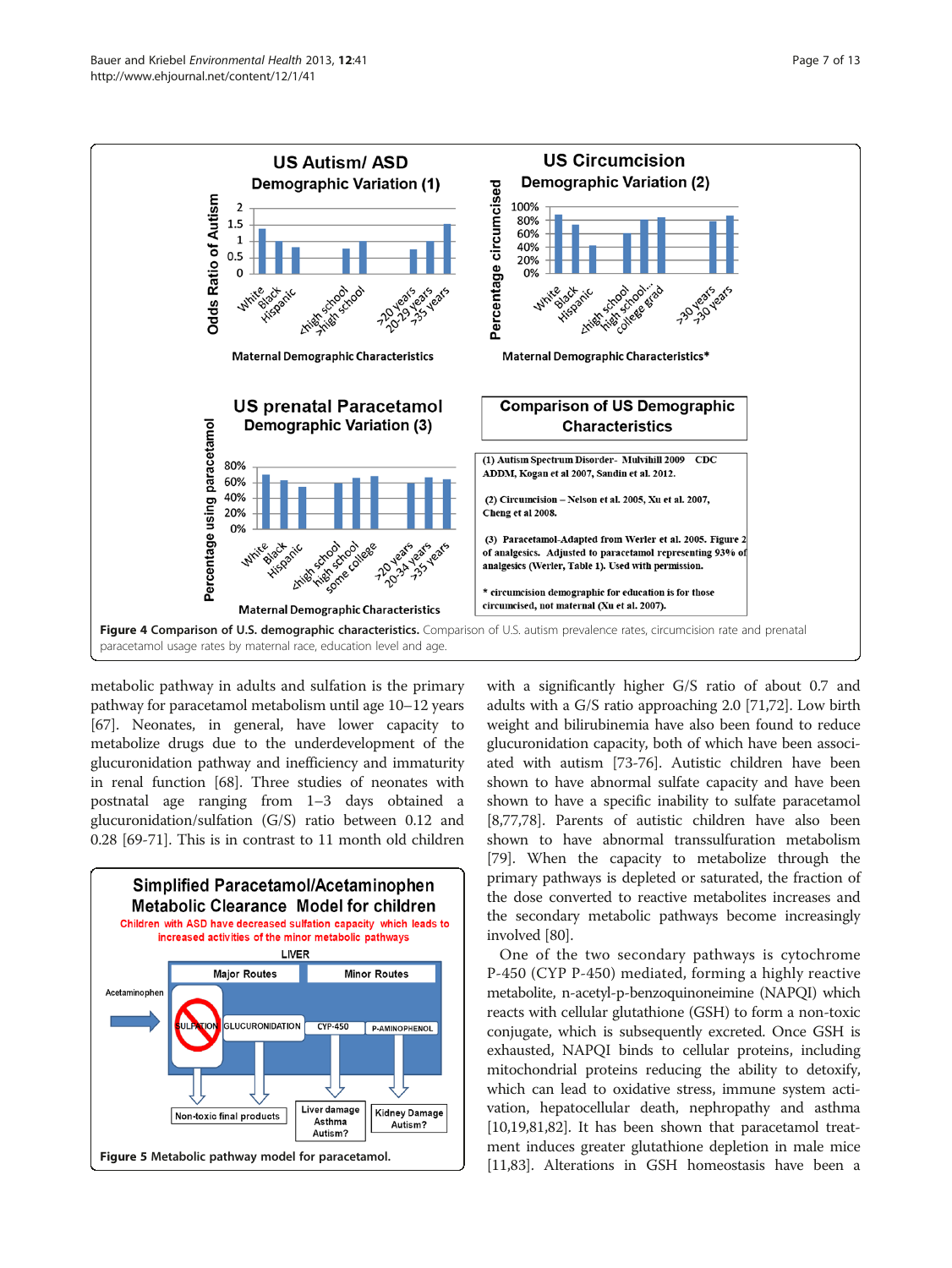Figure 4 Comparison of U.S. demographic characteristics. Comparison of U.S. autism prevalence rates, circumcision rate and prenatal paracetamol usage rates by maternal race, education level and age.

metabolic pathway in adults and sulfation is the primary pathway for paracetamol metabolism until age 10–12 years [67]. Neonates, in general, have lower capacity to metabolize drugs due to the underdevelopment of the glucuronidation pathway and inefficiency and immaturity in renal function [68]. Three studies of neonates with postnatal age ranging from 1–3 days obtained a glucuronidation/sulfation (G/S) ratio between 0.12 and 0.28 [69-71]. This is in contrast to 11 month old children with a significantly higher G/S ratio of about 0.7 and adults with a G/S ratio approaching 2.0 [71,72]. Low birth weight and bilirubinemia have also been found to reduce glucuronidation capacity, both of which have been associated with autism [73-76]. Autistic children have been shown to have abnormal sulfate capacity and have been shown to have a specific inability to sulfate paracetamol [8,77,78]. Parents of autistic children have also been shown to have abnormal transsulfuration metabolism [79]. When the capacity to metabolize through the primary pathways is depleted or saturated, the fraction of the dose converted to reactive metabolites increases and the secondary metabolic pathways become increasingly involved [80].

Figure 5 Metabolic pathway model for paracetamol.

One of the two secondary pathways is cytochrome P-450 (CYP P-450) mediated, forming a highly reactive metabolite, n-acetyl-p-benzoquinoneimine (NAPQI) which reacts with cellular glutathione (GSH) to form a non-toxic conjugate, which is subsequently excreted. Once GSH is exhausted, NAPQI binds to cellular proteins, including mitochondrial proteins reducing the ability to detoxify, which can lead to oxidative stress, immune system activation, hepatocellular death, nephropathy and asthma [10,19,81,82]. It has been shown that paracetamol treatment induces greater glutathione depletion in male mice [11,83]. Alterations in GSH homeostasis have been a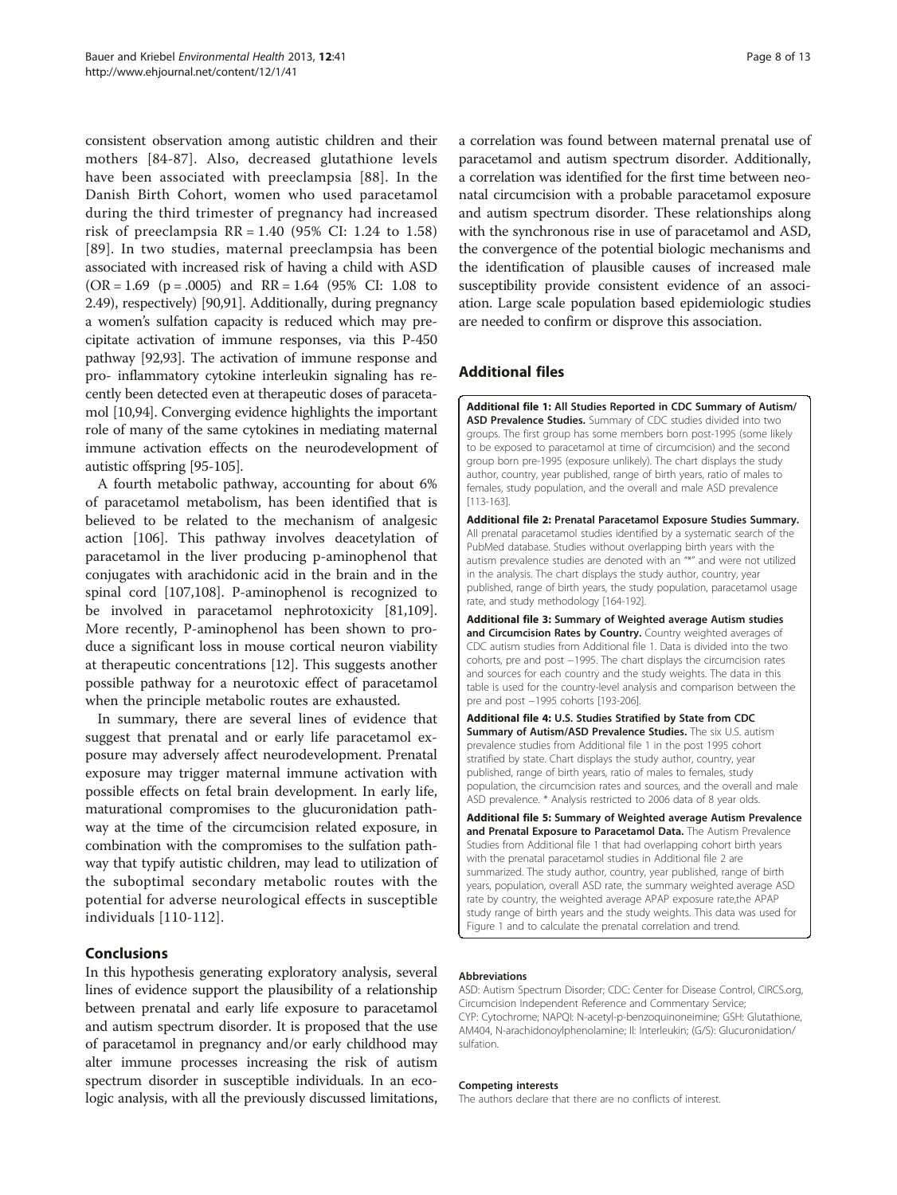consistent observation among autistic children and their mothers [84-87]. Also, decreased glutathione levels have been associated with preeclampsia [88]. In the Danish Birth Cohort, women who used paracetamol during the third trimester of pregnancy had increased risk of preeclampsia RR = 1.40 (95% CI: 1.24 to 1.58) [89]. In two studies, maternal preeclampsia has been associated with increased risk of having a child with ASD (OR = 1.69 (p = .0005) and RR = 1.64 (95% CI: 1.08 to 2.49), respectively) [90,91]. Additionally, during pregnancy a women's sulfation capacity is reduced which may precipitate activation of immune responses, via this P-450 pathway [92,93]. The activation of immune response and pro- inflammatory cytokine interleukin signaling has recently been detected even at therapeutic doses of paracetamol [10,94]. Converging evidence highlights the important role of many of the same cytokines in mediating maternal immune activation effects on the neurodevelopment of autistic offspring [95-105].

A fourth metabolic pathway, accounting for about 6% of paracetamol metabolism, has been identified that is believed to be related to the mechanism of analgesic action [106]. This pathway involves deacetylation of paracetamol in the liver producing p-aminophenol that conjugates with arachidonic acid in the brain and in the spinal cord [107,108]. P-aminophenol is recognized to be involved in paracetamol nephrotoxicity [81,109]. More recently, P-aminophenol has been shown to produce a significant loss in mouse cortical neuron viability at therapeutic concentrations [12]. This suggests another possible pathway for a neurotoxic effect of paracetamol when the principle metabolic routes are exhausted.

In summary, there are several lines of evidence that suggest that prenatal and or early life paracetamol exposure may adversely affect neurodevelopment. Prenatal exposure may trigger maternal immune activation with possible effects on fetal brain development. In early life, maturational compromises to the glucuronidation pathway at the time of the circumcision related exposure, in combination with the compromises to the sulfation pathway that typify autistic children, may lead to utilization of the suboptimal secondary metabolic routes with the potential for adverse neurological effects in susceptible individuals [110-112].

## Conclusions

In this hypothesis generating exploratory analysis, several lines of evidence support the plausibility of a relationship between prenatal and early life exposure to paracetamol and autism spectrum disorder. It is proposed that the use of paracetamol in pregnancy and/or early childhood may alter immune processes increasing the risk of autism spectrum disorder in susceptible individuals. In an ecologic analysis, with all the previously discussed limitations, a correlation was found between maternal prenatal use of paracetamol and autism spectrum disorder. Additionally, a correlation was identified for the first time between neonatal circumcision with a probable paracetamol exposure and autism spectrum disorder. These relationships along with the synchronous rise in use of paracetamol and ASD, the convergence of the potential biologic mechanisms and the identification of plausible causes of increased male susceptibility provide consistent evidence of an association. Large scale population based epidemiologic studies are needed to confirm or disprove this association.

## Additional files

**Additional file 1: All Studies Reported in CDC Summary of Autism/ASD Prevalence Studies.** Summary of CDC studies divided into two groups. The first group has some members born post-1995 (some likely to be exposed to paracetamol at time of circumcision) and the second group born pre-1995 (exposure unlikely). The chart displays the study author, country, year published, range of birth years, ratio of males to females, study population, and the overall and male ASD prevalence [113-163].

**Additional file 2: Prenatal Paracetamol Exposure Studies Summary.** All prenatal paracetamol studies identified by a systematic search of the PubMed database. Studies without overlapping birth years with the autism prevalence studies are denoted with an "*" and were not utilized in the analysis. The chart displays the study author, country, year published, range of birth years, the study population, paracetamol usage rate, and study methodology [164-192].

**Additional file 3: Summary of Weighted average Autism studies and Circumcision Rates by Country.** Country weighted averages of CDC autism studies from Additional file 1. Data is divided into the two cohorts, pre and post −1995. The chart displays the circumcision rates and sources for each country and the study weights. The data in this table is used for the country-level analysis and comparison between the pre and post −1995 cohorts [193-206].

**Additional file 4: U.S. Studies Stratified by State from CDC Summary of Autism/ASD Prevalence Studies.** The six U.S. autism prevalence studies from Additional file 1 in the post 1995 cohort stratified by state. Chart displays the study author, country, year published, range of birth years, ratio of males to females, study population, the circumcision rates and sources, and the overall and male ASD prevalence. * Analysis restricted to 2006 data of 8 year olds.

**Additional file 5: Summary of Weighted average Autism Prevalence and Prenatal Exposure to Paracetamol Data.** The Autism Prevalence Studies from Additional file 1 that had overlapping cohort birth years with the prenatal paracetamol studies in Additional file 2 are summarized. The study author, country, year published, range of birth years, population, overall ASD rate, the summary weighted average ASD rate by country, the weighted average APAP exposure rate,the APAP study range of birth years and the study weights. This data was used for Figure 1 and to calculate the prenatal correlation and trend.

#### Abbreviations

ASD: Autism Spectrum Disorder; CDC: Center for Disease Control, CIRCS.org, Circumcision Independent Reference and Commentary Service; CYP: Cytochrome; NAPQI: N-acetyl-p-benzoquinoneimine; GSH: Glutathione, AM404, N-arachidonoylphenolamine; Il: Interleukin; (G/S): Glucuronidation/sulfation.

#### Competing interests

The authors declare that there are no conflicts of interest.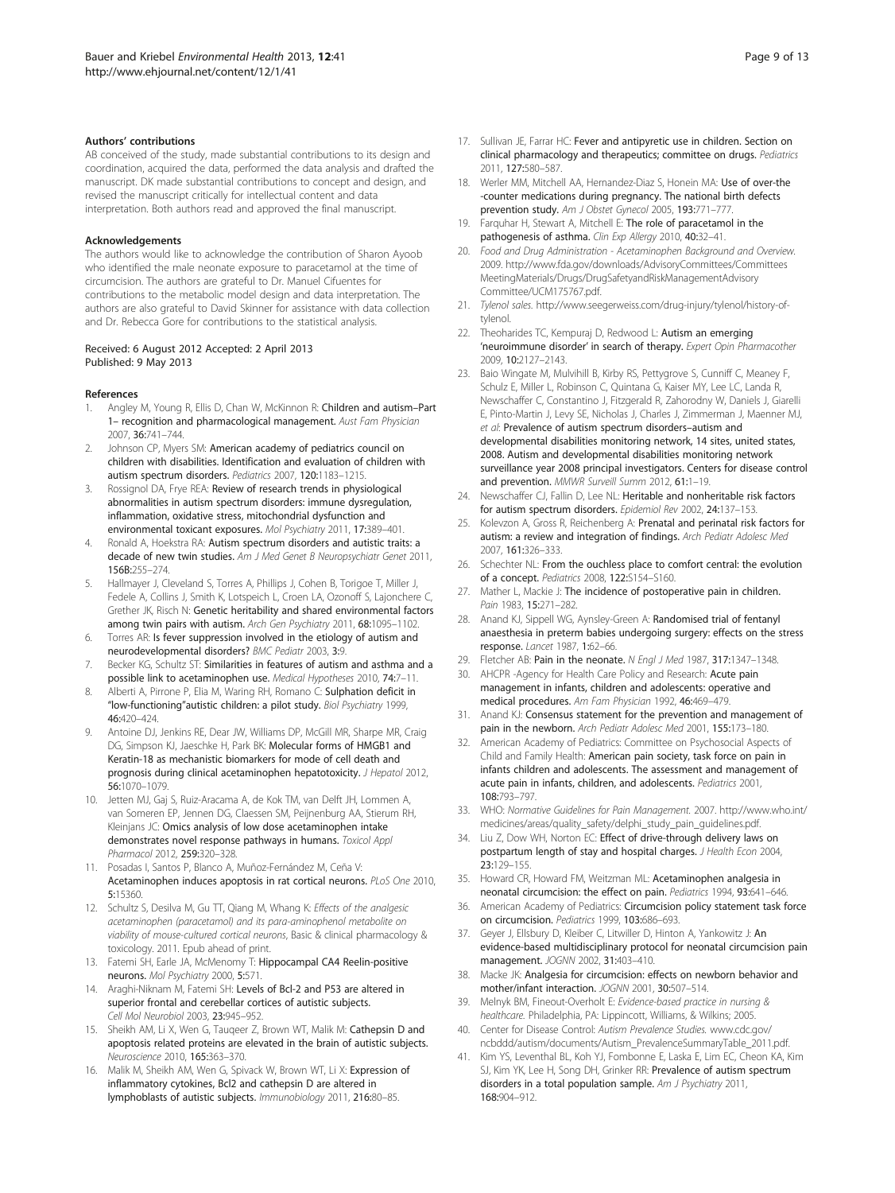### Authors' contributions

AB conceived of the study, made substantial contributions to its design and coordination, acquired the data, performed the data analysis and drafted the manuscript. DK made substantial contributions to concept and design, and revised the manuscript critically for intellectual content and data interpretation. Both authors read and approved the final manuscript.

### Acknowledgements

The authors would like to acknowledge the contribution of Sharon Ayoob who identified the male neonate exposure to paracetamol at the time of circumcision. The authors are grateful to Dr. Manuel Cifuentes for contributions to the metabolic model design and data interpretation. The authors are also grateful to David Skinner for assistance with data collection and Dr. Rebecca Gore for contributions to the statistical analysis.

Received: 6 August 2012 Accepted: 2 April 2013
Published: 9 May 2013

### References

1. Angley M, Young R, Ellis D, Chan W, McKinnon R: **Children and autism–Part 1– recognition and pharmacological management.** *Aust Fam Physician* 2007, **36:**741–744.
2. Johnson CP, Myers SM: **American academy of pediatrics council on children with disabilities. Identification and evaluation of children with autism spectrum disorders.** *Pediatrics* 2007, **120:**1183–1215.
3. Rossignol DA, Frye REA: **Review of research trends in physiological abnormalities in autism spectrum disorders: immune dysregulation, inflammation, oxidative stress, mitochondrial dysfunction and environmental toxicant exposures.** *Mol Psychiatry* 2011, **17:**389–401.
4. Ronald A, Hoekstra RA: **Autism spectrum disorders and autistic traits: a decade of new twin studies.** *Am J Med Genet B Neuropsychiatr Genet* 2011, **156B:**255–274.
5. Hallmayer J, Cleveland S, Torres A, Phillips J, Cohen B, Torigoe T, Miller J, Fedele A, Collins J, Smith K, Lotspeich L, Croen LA, Ozonoff S, Lajonchere C, Grether JK, Risch N: **Genetic heritability and shared environmental factors among twin pairs with autism.** *Arch Gen Psychiatry* 2011, **68:**1095–1102.
6. Torres AR: **Is fever suppression involved in the etiology of autism and neurodevelopmental disorders?** *BMC Pediatr* 2003, **3:**9.
7. Becker KG, Schultz ST: **Similarities in features of autism and asthma and a possible link to acetaminophen use.** *Medical Hypotheses* 2010, **74:**7–11.
8. Alberti A, Pirrone P, Elia M, Waring RH, Romano C: **Sulphation deficit in "low-functioning"autistic children: a pilot study.** *Biol Psychiatry* 1999, **46:**420–424.
9. Antoine DJ, Jenkins RE, Dear JW, Williams DP, McGill MR, Sharpe MR, Craig DG, Simpson KJ, Jaeschke H, Park BK: **Molecular forms of HMGB1 and Keratin-18 as mechanistic biomarkers for mode of cell death and prognosis during clinical acetaminophen hepatotoxicity.** *J Hepatol* 2012, **56:**1070–1079.
10. Jetten MJ, Gaj S, Ruiz-Aracama A, de Kok TM, van Delft JH, Lommen A, van Someren EP, Jennen DG, Claessen SM, Peijnenburg AA, Stierum RH, Kleinjans JC: **Omics analysis of low dose acetaminophen intake demonstrates novel response pathways in humans.** *Toxicol Appl Pharmacol* 2012, **259:**320–328.
11. Posadas I, Santos P, Blanco A, Muñoz-Fernández M, Ceña V: **Acetaminophen induces apoptosis in rat cortical neurons.** *PLoS One* 2010, **5:**15360.
12. Schultz S, Desilva M, Gu TT, Qiang M, Whang K: *Effects of the analgesic acetaminophen (paracetamol) and its para-aminophenol metabolite on viability of mouse-cultured cortical neurons*, Basic & clinical pharmacology & toxicology. 2011. Epub ahead of print.
13. Fatemi SH, Earle JA, McMenomy T: **Hippocampal CA4 Reelin-positive neurons.** *Mol Psychiatry* 2000, **5:**571.
14. Araghi-Niknam M, Fatemi SH: **Levels of Bcl-2 and P53 are altered in superior frontal and cerebellar cortices of autistic subjects.** *Cell Mol Neurobiol* 2003, **23:**945–952.
15. Sheikh AM, Li X, Wen G, Tauqeer Z, Brown WT, Malik M: **Cathepsin D and apoptosis related proteins are elevated in the brain of autistic subjects.** *Neuroscience* 2010, **165:**363–370.
16. Malik M, Sheikh AM, Wen G, Spivack W, Brown WT, Li X: **Expression of inflammatory cytokines, Bcl2 and cathepsin D are altered in lymphoblasts of autistic subjects.** *Immunobiology* 2011, **216:**80–85.
17. Sullivan JE, Farrar HC: **Fever and antipyretic use in children. Section on clinical pharmacology and therapeutics; committee on drugs.** *Pediatrics* 2011, **127:**580–587.
18. Werler MM, Mitchell AA, Hernandez-Diaz S, Honein MA: **Use of over-the -counter medications during pregnancy. The national birth defects prevention study.** *Am J Obstet Gynecol* 2005, **193:**771–777.
19. Farquhar H, Stewart A, Mitchell E: **The role of paracetamol in the pathogenesis of asthma.** *Clin Exp Allergy* 2010, **40:**32–41.
20. *Food and Drug Administration - Acetaminophen Background and Overview.* 2009. http://www.fda.gov/downloads/AdvisoryCommittees/CommitteesMeetingMaterials/Drugs/DrugSafetyandRiskManagementAdvisoryCommittee/UCM175767.pdf.
21. *Tylenol sales.* http://www.seegerweiss.com/drug-injury/tylenol/history-of-tylenol.
22. Theoharides TC, Kempuraj D, Redwood L: **Autism an emerging 'neuroimmune disorder' in search of therapy.** *Expert Opin Pharmacother* 2009, **10:**2127–2143.
23. Baio Wingate M, Mulvihill B, Kirby RS, Pettygrove S, Cunniff C, Meaney F, Schulz E, Miller L, Robinson C, Quintana G, Kaiser MY, Lee LC, Landa R, Newschaffer C, Constantino J, Fitzgerald R, Zahorodny W, Daniels J, Giarelli E, Pinto-Martin J, Levy SE, Nicholas J, Charles J, Zimmerman J, Maenner MJ, *et al*: **Prevalence of autism spectrum disorders–autism and developmental disabilities monitoring network, 14 sites, united states, 2008. Autism and developmental disabilities monitoring network surveillance year 2008 principal investigators. Centers for disease control and prevention.** *MMWR Surveill Summ* 2012, **61:**1–19.
24. Newschaffer CJ, Fallin D, Lee NL: **Heritable and nonheritable risk factors for autism spectrum disorders.** *Epidemiol Rev* 2002, **24:**137–153.
25. Kolevzon A, Gross R, Reichenberg A: **Prenatal and perinatal risk factors for autism: a review and integration of findings.** *Arch Pediatr Adolesc Med* 2007, **161:**326–333.
26. Schechter NL: **From the ouchless place to comfort central: the evolution of a concept.** *Pediatrics* 2008, **122:**S154–S160.
27. Mather L, Mackie J: **The incidence of postoperative pain in children.** *Pain* 1983, **15:**271–282.
28. Anand KJ, Sippell WG, Aynsley-Green A: **Randomised trial of fentanyl anaesthesia in preterm babies undergoing surgery: effects on the stress response.** *Lancet* 1987, **1:**62–66.
29. Fletcher AB: **Pain in the neonate.** *N Engl J Med* 1987, **317:**1347–1348.
30. AHCPR -Agency for Health Care Policy and Research: **Acute pain management in infants, children and adolescents: operative and medical procedures.** *Am Fam Physician* 1992, **46:**469–479.
31. Anand KJ: **Consensus statement for the prevention and management of pain in the newborn.** *Arch Pediatr Adolesc Med* 2001, **155:**173–180.
32. American Academy of Pediatrics: Committee on Psychosocial Aspects of Child and Family Health: **American pain society, task force on pain in infants children and adolescents. The assessment and management of acute pain in infants, children, and adolescents.** *Pediatrics* 2001, **108:**793–797.
33. WHO: *Normative Guidelines for Pain Management.* 2007. http://www.who.int/medicines/areas/quality_safety/delphi_study_pain_guidelines.pdf.
34. Liu Z, Dow WH, Norton EC: **Effect of drive-through delivery laws on postpartum length of stay and hospital charges.** *J Health Econ* 2004, **23:**129–155.
35. Howard CR, Howard FM, Weitzman ML: **Acetaminophen analgesia in neonatal circumcision: the effect on pain.** *Pediatrics* 1994, **93:**641–646.
36. American Academy of Pediatrics: **Circumcision policy statement task force on circumcision.** *Pediatrics* 1999, **103:**686–693.
37. Geyer J, Ellsbury D, Kleiber C, Litwiller D, Hinton A, Yankowitz J: **An evidence-based multidisciplinary protocol for neonatal circumcision pain management.** *JOGNN* 2002, **31:**403–410.
38. Macke JK: **Analgesia for circumcision: effects on newborn behavior and mother/infant interaction.** *JOGNN* 2001, **30:**507–514.
39. Melnyk BM, Fineout-Overholt E: *Evidence-based practice in nursing & healthcare.* Philadelphia, PA: Lippincott, Williams, & Wilkins; 2005.
40. Center for Disease Control: *Autism Prevalence Studies.* www.cdc.gov/ncbddd/autism/documents/Autism_PrevalenceSummaryTable_2011.pdf.
41. Kim YS, Leventhal BL, Koh YJ, Fombonne E, Laska E, Lim EC, Cheon KA, Kim SJ, Kim YK, Lee H, Song DH, Grinker RR: **Prevalence of autism spectrum disorders in a total population sample.** *Am J Psychiatry* 2011, **168:**904–912.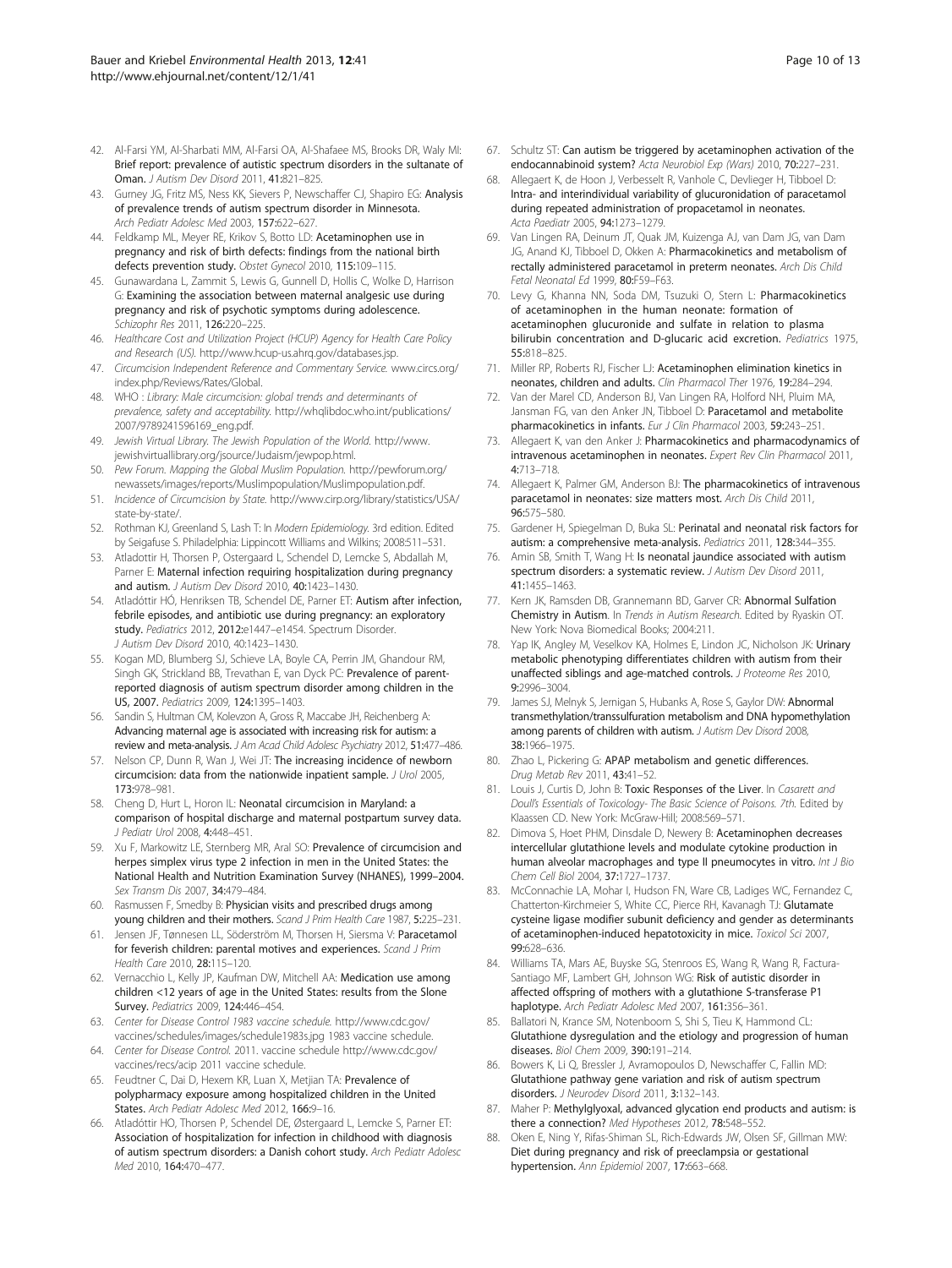42. Al-Farsi YM, Al-Sharbati MM, Al-Farsi OA, Al-Shafaee MS, Brooks DR, Waly MI: **Brief report: prevalence of autistic spectrum disorders in the sultanate of Oman.** *J Autism Dev Disord* 2011, **41:**821–825.
43. Gurney JG, Fritz MS, Ness KK, Sievers P, Newschaffer CJ, Shapiro EG: **Analysis of prevalence trends of autism spectrum disorder in Minnesota.** *Arch Pediatr Adolesc Med* 2003, **157:**622–627.
44. Feldkamp ML, Meyer RE, Krikov S, Botto LD: **Acetaminophen use in pregnancy and risk of birth defects: findings from the national birth defects prevention study.** *Obstet Gynecol* 2010, **115:**109–115.
45. Gunawardana L, Zammit S, Lewis G, Gunnell D, Hollis C, Wolke D, Harrison G: **Examining the association between maternal analgesic use during pregnancy and risk of psychotic symptoms during adolescence.** *Schizophr Res* 2011, **126:**220–225.
46. *Healthcare Cost and Utilization Project (HCUP) Agency for Health Care Policy and Research (US).* http://www.hcup-us.ahrq.gov/databases.jsp.
47. *Circumcision Independent Reference and Commentary Service.* www.circs.org/index.php/Reviews/Rates/Global.
48. *WHO : Library: Male circumcision: global trends and determinants of prevalence, safety and acceptability.* http://whqlibdoc.who.int/publications/2007/9789241596169_eng.pdf.
49. *Jewish Virtual Library. The Jewish Population of the World.* http://www.jewishvirtuallibrary.org/jsource/Judaism/jewpop.html.
50. *Pew Forum. Mapping the Global Muslim Population.* http://pewforum.org/newassets/images/reports/Muslimpopulation/Muslimpopulation.pdf.
51. *Incidence of Circumcision by State.* http://www.cirp.org/library/statistics/USA/state-by-state/.
52. Rothman KJ, Greenland S, Lash T: In *Modern Epidemiology.* 3rd edition. Edited by Seigafuse S. Philadelphia: Lippincott Williams and Wilkins; 2008:511–531.
53. Atladottir H, Thorsen P, Ostergaard L, Schendel D, Lemcke S, Abdallah M, Parner E: **Maternal infection requiring hospitalization during pregnancy and autism.** *J Autism Dev Disord* 2010, **40:**1423–1430.
54. Atladóttir HÓ, Henriksen TB, Schendel DE, Parner ET: **Autism after infection, febrile episodes, and antibiotic use during pregnancy: an exploratory study.** *Pediatrics* 2012, **2012:**e1447–e1454. Spectrum Disorder. *J Autism Dev Disord* 2010, 40:1423–1430.
55. Kogan MD, Blumberg SJ, Schieve LA, Boyle CA, Perrin JM, Ghandour RM, Singh GK, Strickland BB, Trevathan E, van Dyck PC: **Prevalence of parent-reported diagnosis of autism spectrum disorder among children in the US, 2007.** *Pediatrics* 2009, **124:**1395–1403.
56. Sandin S, Hultman CM, Kolevzon A, Gross R, Maccabe JH, Reichenberg A: **Advancing maternal age is associated with increasing risk for autism: a review and meta-analysis.** *J Am Acad Child Adolesc Psychiatry* 2012, **51:**477–486.
57. Nelson CP, Dunn R, Wan J, Wei JT: **The increasing incidence of newborn circumcision: data from the nationwide inpatient sample.** *J Urol* 2005, **173:**978–981.
58. Cheng D, Hurt L, Horon IL: **Neonatal circumcision in Maryland: a comparison of hospital discharge and maternal postpartum survey data.** *J Pediatr Urol* 2008, **4:**448–451.
59. Xu F, Markowitz LE, Sternberg MR, Aral SO: **Prevalence of circumcision and herpes simplex virus type 2 infection in men in the United States: the National Health and Nutrition Examination Survey (NHANES), 1999–2004.** *Sex Transm Dis* 2007, **34:**479–484.
60. Rasmussen F, Smedby B: **Physician visits and prescribed drugs among young children and their mothers.** *Scand J Prim Health Care* 1987, **5:**225–231.
61. Jensen JF, Tønnesen LL, Söderström M, Thorsen H, Siersma V: **Paracetamol for feverish children: parental motives and experiences.** *Scand J Prim Health Care* 2010, **28:**115–120.
62. Vernacchio L, Kelly JP, Kaufman DW, Mitchell AA: **Medication use among children <12 years of age in the United States: results from the Slone Survey.** *Pediatrics* 2009, **124:**446–454.
63. *Center for Disease Control 1983 vaccine schedule.* http://www.cdc.gov/vaccines/schedules/images/schedule1983s.jpg 1983 vaccine schedule.
64. *Center for Disease Control.* 2011. vaccine schedule http://www.cdc.gov/vaccines/recs/acip 2011 vaccine schedule.
65. Feudtner C, Dai D, Hexem KR, Luan X, Metjian TA: **Prevalence of polypharmacy exposure among hospitalized children in the United States.** *Arch Pediatr Adolesc Med* 2012, **166:**9–16.
66. Atladóttir HO, Thorsen P, Schendel DE, Østergaard L, Lemcke S, Parner ET: **Association of hospitalization for infection in childhood with diagnosis of autism spectrum disorders: a Danish cohort study.** *Arch Pediatr Adolesc Med* 2010, **164:**470–477.
67. Schultz ST: **Can autism be triggered by acetaminophen activation of the endocannabinoid system?** *Acta Neurobiol Exp (Wars)* 2010, **70:**227–231.
68. Allegaert K, de Hoon J, Verbesselt R, Vanhole C, Devlieger H, Tibboel D: **Intra- and interindividual variability of glucuronidation of paracetamol during repeated administration of propacetamol in neonates.** *Acta Paediatr* 2005, **94:**1273–1279.
69. Van Lingen RA, Deinum JT, Quak JM, Kuizenga AJ, van Dam JG, van Dam JG, Anand KJ, Tibboel D, Okken A: **Pharmacokinetics and metabolism of rectally administered paracetamol in preterm neonates.** *Arch Dis Child Fetal Neonatal Ed* 1999, **80:**F59–F63.
70. Levy G, Khanna NN, Soda DM, Tsuzuki O, Stern L: **Pharmacokinetics of acetaminophen in the human neonate: formation of acetaminophen glucuronide and sulfate in relation to plasma bilirubin concentration and D-glucaric acid excretion.** *Pediatrics* 1975, **55:**818–825.
71. Miller RP, Roberts RJ, Fischer LJ: **Acetaminophen elimination kinetics in neonates, children and adults.** *Clin Pharmacol Ther* 1976, **19:**284–294.
72. Van der Marel CD, Anderson BJ, Van Lingen RA, Holford NH, Pluim MA, Jansman FG, van den Anker JN, Tibboel D: **Paracetamol and metabolite pharmacokinetics in infants.** *Eur J Clin Pharmacol* 2003, **59:**243–251.
73. Allegaert K, van den Anker J: **Pharmacokinetics and pharmacodynamics of intravenous acetaminophen in neonates.** *Expert Rev Clin Pharmacol* 2011, **4:**713–718.
74. Allegaert K, Palmer GM, Anderson BJ: **The pharmacokinetics of intravenous paracetamol in neonates: size matters most.** *Arch Dis Child* 2011, **96:**575–580.
75. Gardener H, Spiegelman D, Buka SL: **Perinatal and neonatal risk factors for autism: a comprehensive meta-analysis.** *Pediatrics* 2011, **128:**344–355.
76. Amin SB, Smith T, Wang H: **Is neonatal jaundice associated with autism spectrum disorders: a systematic review.** *J Autism Dev Disord* 2011, **41:**1455–1463.
77. Kern JK, Ramsden DB, Grannemann BD, Garver CR: **Abnormal Sulfation Chemistry in Autism**. In *Trends in Autism Research.* Edited by Ryaskin OT. New York: Nova Biomedical Books; 2004:211.
78. Yap IK, Angley M, Veselkov KA, Holmes E, Lindon JC, Nicholson JK: **Urinary metabolic phenotyping differentiates children with autism from their unaffected siblings and age-matched controls.** *J Proteome Res* 2010, **9:**2996–3004.
79. James SJ, Melnyk S, Jernigan S, Hubanks A, Rose S, Gaylor DW: **Abnormal transmethylation/transsulfuration metabolism and DNA hypomethylation among parents of children with autism.** *J Autism Dev Disord* 2008, **38:**1966–1975.
80. Zhao L, Pickering G: **APAP metabolism and genetic differences.** *Drug Metab Rev* 2011, **43:**41–52.
81. Louis J, Curtis D, John B: **Toxic Responses of the Liver**. In *Casarett and Doull's Essentials of Toxicology- The Basic Science of Poisons. 7th.* Edited by Klaassen CD. New York: McGraw-Hill; 2008:569–571.
82. Dimova S, Hoet PHM, Dinsdale D, Nemery B: **Acetaminophen decreases intercellular glutathione levels and modulate cytokine production in human alveolar macrophages and type II pneumocytes in vitro.** *Int J Bio Chem Cell Biol* 2004, **37:**1727–1737.
83. McConnachie LA, Mohar I, Hudson FN, Ware CB, Ladiges WC, Fernandez C, Chatterton-Kirchmeier S, White CC, Pierce RH, Kavanagh TJ: **Glutamate cysteine ligase modifier subunit deficiency and gender as determinants of acetaminophen-induced hepatotoxicity in mice.** *Toxicol Sci* 2007, **99:**628–636.
84. Williams TA, Mars AE, Buyske SG, Stenroos ES, Wang R, Wang R, Factura-Santiago MF, Lambert GH, Johnson WG: **Risk of autistic disorder in affected offspring of mothers with a glutathione S-transferase P1 haplotype.** *Arch Pediatr Adolesc Med* 2007, **161:**356–361.
85. Ballatori N, Krance SM, Notenboom S, Shi S, Tieu K, Hammond CL: **Glutathione dysregulation and the etiology and progression of human diseases.** *Biol Chem* 2009, **390:**191–214.
86. Bowers K, Li Q, Bressler J, Avramopoulos D, Newschaffer C, Fallin MD: **Glutathione pathway gene variation and risk of autism spectrum disorders.** *J Neurodev Disord* 2011, **3:**132–143.
87. Maher P: **Methylglyoxal, advanced glycation end products and autism: is there a connection?** *Med Hypotheses* 2012, **78:**548–552.
88. Oken E, Ning Y, Rifas-Shiman SL, Rich-Edwards JW, Olsen SF, Gillman MW: **Diet during pregnancy and risk of preeclampsia or gestational hypertension.** *Ann Epidemiol* 2007, **17:**663–668.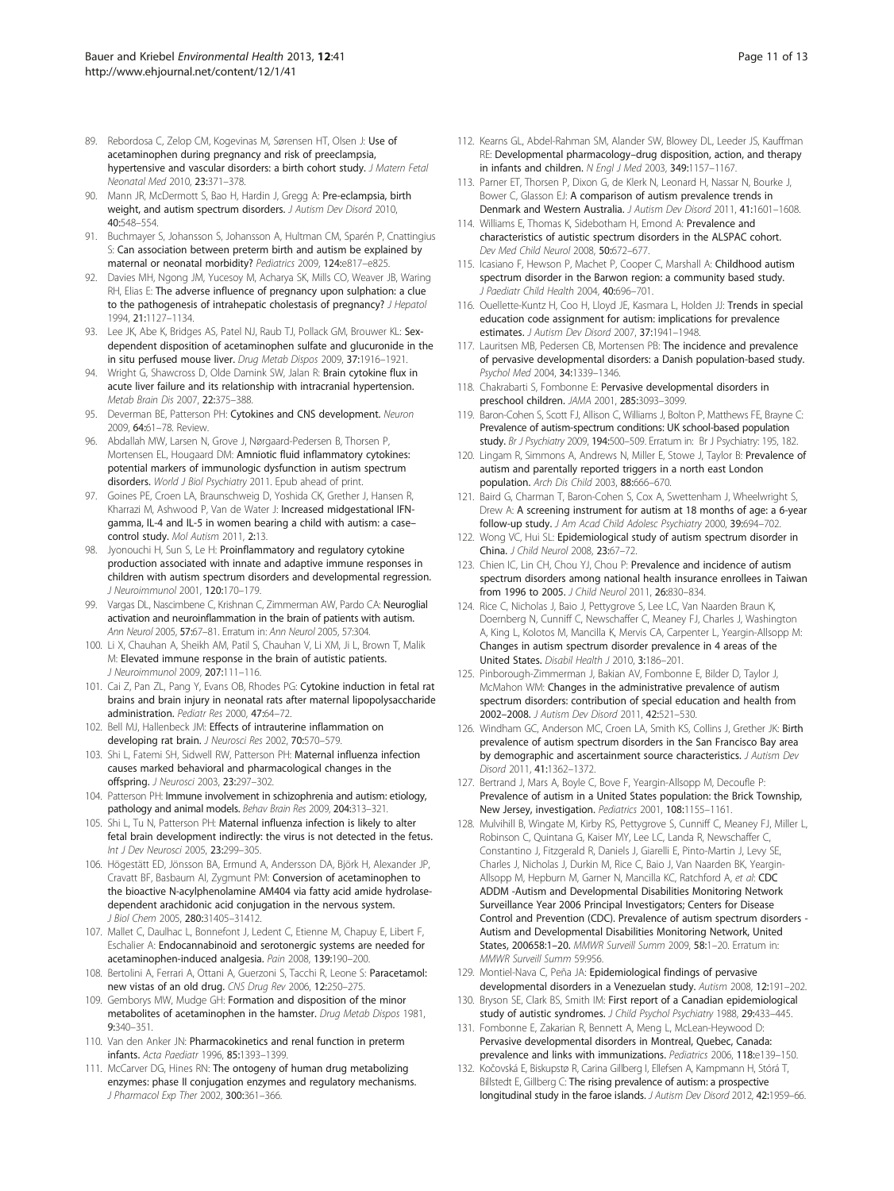89. Rebordosa C, Zelop CM, Kogevinas M, Sørensen HT, Olsen J: **Use of acetaminophen during pregnancy and risk of preeclampsia, hypertensive and vascular disorders: a birth cohort study.** *J Matern Fetal Neonatal Med* 2010, **23:**371–378.
90. Mann JR, McDermott S, Bao H, Hardin J, Gregg A: **Pre-eclampsia, birth weight, and autism spectrum disorders.** *J Autism Dev Disord* 2010, **40:**548–554.
91. Buchmayer S, Johansson S, Johansson A, Hultman CM, Sparén P, Cnattingius S: **Can association between preterm birth and autism be explained by maternal or neonatal morbidity?** *Pediatrics* 2009, **124:**e817–e825.
92. Davies MH, Ngong JM, Yucesoy M, Acharya SK, Mills CO, Weaver JB, Waring RH, Elias E: **The adverse influence of pregnancy upon sulphation: a clue to the pathogenesis of intrahepatic cholestasis of pregnancy?** *J Hepatol* 1994, **21:**1127–1134.
93. Lee JK, Abe K, Bridges AS, Patel NJ, Raub TJ, Pollack GM, Brouwer KL: **Sex-dependent disposition of acetaminophen sulfate and glucuronide in the in situ perfused mouse liver.** *Drug Metab Dispos* 2009, **37:**1916–1921.
94. Wright G, Shawcross D, Olde Damink SW, Jalan R: **Brain cytokine flux in acute liver failure and its relationship with intracranial hypertension.** *Metab Brain Dis* 2007, **22:**375–388.
95. Deverman BE, Patterson PH: **Cytokines and CNS development.** *Neuron* 2009, **64:**61–78. Review.
96. Abdallah MW, Larsen N, Grove J, Nørgaard-Pedersen B, Thorsen P, Mortensen EL, Hougaard DM: **Amniotic fluid inflammatory cytokines: potential markers of immunologic dysfunction in autism spectrum disorders.** *World J Biol Psychiatry* 2011. Epub ahead of print.
97. Goines PE, Croen LA, Braunschweig D, Yoshida CK, Grether J, Hansen R, Kharrazi M, Ashwood P, Van de Water J: **Increased midgestational IFN-gamma, IL-4 and IL-5 in women bearing a child with autism: a case–control study.** *Mol Autism* 2011, **2:**13.
98. Jyonouchi H, Sun S, Le H: **Proinflammatory and regulatory cytokine production associated with innate and adaptive immune responses in children with autism spectrum disorders and developmental regression.** *J Neuroimmunol* 2001, **120:**170–179.
99. Vargas DL, Nascimbene C, Krishnan C, Zimmerman AW, Pardo CA: **Neuroglial activation and neuroinflammation in the brain of patients with autism.** *Ann Neurol* 2005, **57:**67–81. Erratum in: *Ann Neurol* 2005, 57:304.
100. Li X, Chauhan A, Sheikh AM, Patil S, Chauhan V, Li XM, Ji L, Brown T, Malik M: **Elevated immune response in the brain of autistic patients.** *J Neuroimmunol* 2009, **207:**111–116.
101. Cai Z, Pan ZL, Pang Y, Evans OB, Rhodes PG: **Cytokine induction in fetal rat brains and brain injury in neonatal rats after maternal lipopolysaccharide administration.** *Pediatr Res* 2000, **47:**64–72.
102. Bell MJ, Hallenbeck JM: **Effects of intrauterine inflammation on developing rat brain.** *J Neurosci Res* 2002, **70:**570–579.
103. Shi L, Fatemi SH, Sidwell RW, Patterson PH: **Maternal influenza infection causes marked behavioral and pharmacological changes in the offspring.** *J Neurosci* 2003, **23:**297–302.
104. Patterson PH: **Immune involvement in schizophrenia and autism: etiology, pathology and animal models.** *Behav Brain Res* 2009, **204:**313–321.
105. Shi L, Tu N, Patterson PH: **Maternal influenza infection is likely to alter fetal brain development indirectly: the virus is not detected in the fetus.** *Int J Dev Neurosci* 2005, **23:**299–305.
106. Högestätt ED, Jönsson BA, Ermund A, Andersson DA, Björk H, Alexander JP, Cravatt BF, Basbaum AI, Zygmunt PM: **Conversion of acetaminophen to the bioactive N-acylphenolamine AM404 via fatty acid amide hydrolase-dependent arachidonic acid conjugation in the nervous system.** *J Biol Chem* 2005, **280:**31405–31412.
107. Mallet C, Daulhac L, Bonnefont J, Ledent C, Etienne M, Chapuy E, Libert F, Eschalier A: **Endocannabinoid and serotonergic systems are needed for acetaminophen-induced analgesia.** *Pain* 2008, **139:**190–200.
108. Bertolini A, Ferrari A, Ottani A, Guerzoni S, Tacchi R, Leone S: **Paracetamol: new vistas of an old drug.** *CNS Drug Rev* 2006, **12:**250–275.
109. Gemborys MW, Mudge GH: **Formation and disposition of the minor metabolites of acetaminophen in the hamster.** *Drug Metab Dispos* 1981, **9:**340–351.
110. Van den Anker JN: **Pharmacokinetics and renal function in preterm infants.** *Acta Paediatr* 1996, **85:**1393–1399.
111. McCarver DG, Hines RN: **The ontogeny of human drug metabolizing enzymes: phase II conjugation enzymes and regulatory mechanisms.** *J Pharmacol Exp Ther* 2002, **300:**361–366.
112. Kearns GL, Abdel-Rahman SM, Alander SW, Blowey DL, Leeder JS, Kauffman RE: **Developmental pharmacology–drug disposition, action, and therapy in infants and children.** *N Engl J Med* 2003, **349:**1157–1167.
113. Parner ET, Thorsen P, Dixon G, de Klerk N, Leonard H, Nassar N, Bourke J, Bower C, Glasson EJ: **A comparison of autism prevalence trends in Denmark and Western Australia.** *J Autism Dev Disord* 2011, **41:**1601–1608.
114. Williams E, Thomas K, Sidebotham H, Emond A: **Prevalence and characteristics of autistic spectrum disorders in the ALSPAC cohort.** *Dev Med Child Neurol* 2008, **50:**672–677.
115. Icasiano F, Hewson P, Machet P, Cooper C, Marshall A: **Childhood autism spectrum disorder in the Barwon region: a community based study.** *J Paediatr Child Health* 2004, **40:**696–701.
116. Ouellette-Kuntz H, Coo H, Lloyd JE, Kasmara L, Holden JJ: **Trends in special education code assignment for autism: implications for prevalence estimates.** *J Autism Dev Disord* 2007, **37:**1941–1948.
117. Lauritsen MB, Pedersen CB, Mortensen PB: **The incidence and prevalence of pervasive developmental disorders: a Danish population-based study.** *Psychol Med* 2004, **34:**1339–1346.
118. Chakrabarti S, Fombonne E: **Pervasive developmental disorders in preschool children.** *JAMA* 2001, **285:**3093–3099.
119. Baron-Cohen S, Scott FJ, Allison C, Williams J, Bolton P, Matthews FE, Brayne C: **Prevalence of autism-spectrum conditions: UK school-based population study.** *Br J Psychiatry* 2009, **194:**500–509. Erratum in: Br J Psychiatry: 195, 182.
120. Lingam R, Simmons A, Andrews N, Miller E, Stowe J, Taylor B: **Prevalence of autism and parentally reported triggers in a north east London population.** *Arch Dis Child* 2003, **88:**666–670.
121. Baird G, Charman T, Baron-Cohen S, Cox A, Swettenham J, Wheelwright S, Drew A: **A screening instrument for autism at 18 months of age: a 6-year follow-up study.** *J Am Acad Child Adolesc Psychiatry* 2000, **39:**694–702.
122. Wong VC, Hui SL: **Epidemiological study of autism spectrum disorder in China.** *J Child Neurol* 2008, **23:**67–72.
123. Chien IC, Lin CH, Chou YJ, Chou P: **Prevalence and incidence of autism spectrum disorders among national health insurance enrollees in Taiwan from 1996 to 2005.** *J Child Neurol* 2011, **26:**830–834.
124. Rice C, Nicholas J, Baio J, Pettygrove S, Lee LC, Van Naarden Braun K, Doernberg N, Cunniff C, Newschaffer C, Meaney FJ, Charles J, Washington A, King L, Kolotos M, Mancilla K, Mervis CA, Carpenter L, Yeargin-Allsopp M: **Changes in autism spectrum disorder prevalence in 4 areas of the United States.** *Disabil Health J* 2010, **3:**186–201.
125. Pinborough-Zimmerman J, Bakian AV, Fombonne E, Bilder D, Taylor J, McMahon WM: **Changes in the administrative prevalence of autism spectrum disorders: contribution of special education and health from 2002–2008.** *J Autism Dev Disord* 2011, **42:**521–530.
126. Windham GC, Anderson MC, Croen LA, Smith KS, Collins J, Grether JK: **Birth prevalence of autism spectrum disorders in the San Francisco Bay area by demographic and ascertainment source characteristics.** *J Autism Dev Disord* 2011, **41:**1362–1372.
127. Bertrand J, Mars A, Boyle C, Bove F, Yeargin-Allsopp M, Decoufle P: **Prevalence of autism in a United States population: the Brick Township, New Jersey, investigation.** *Pediatrics* 2001, **108:**1155–1161.
128. Mulvihill B, Wingate M, Kirby RS, Pettygrove S, Cunniff C, Meaney FJ, Miller L, Robinson C, Quintana G, Kaiser MY, Lee LC, Landa R, Newschaffer C, Constantino J, Fitzgerald R, Daniels J, Giarelli E, Pinto-Martin J, Levy SE, Charles J, Nicholas J, Durkin M, Rice C, Baio J, Van Naarden BK, Yeargin-Allsopp M, Hepburn M, Garner N, Mancilla KC, Ratchford A, *et al*: **CDC ADDM -Autism and Developmental Disabilities Monitoring Network Surveillance Year 2006 Principal Investigators; Centers for Disease Control and Prevention (CDC). Prevalence of autism spectrum disorders - Autism and Developmental Disabilities Monitoring Network, United States, 200658:1–20.** *MMWR Surveill Summ* 2009, **58:**1–20. Erratum in: *MMWR Surveill Summ* 59:956.
129. Montiel-Nava C, Peña JA: **Epidemiological findings of pervasive developmental disorders in a Venezuelan study.** *Autism* 2008, **12:**191–202.
130. Bryson SE, Clark BS, Smith IM: **First report of a Canadian epidemiological study of autistic syndromes.** *J Child Psychol Psychiatry* 1988, **29:**433–445.
131. Fombonne E, Zakarian R, Bennett A, Meng L, McLean-Heywood D: **Pervasive developmental disorders in Montreal, Quebec, Canada: prevalence and links with immunizations.** *Pediatrics* 2006, **118:**e139–150.
132. Kočovská E, Biskupstø R, Carina Gillberg I, Ellefsen A, Kampmann H, Stórá T, Billstedt E, Gillberg C: **The rising prevalence of autism: a prospective longitudinal study in the faroe islands.** *J Autism Dev Disord* 2012, **42:**1959–66.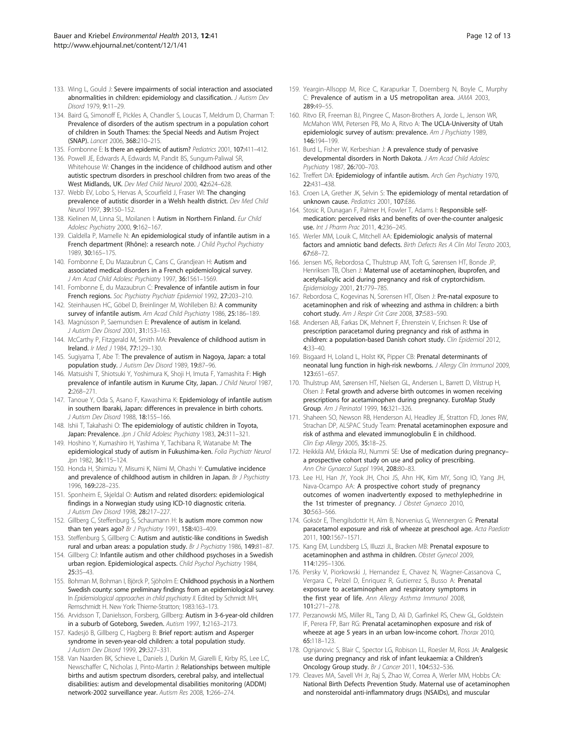133. Wing L, Gould J: **Severe impairments of social interaction and associated abnormalities in children: epidemiology and classification.** *J Autism Dev Disord* 1979, **9:**11–29.
134. Baird G, Simonoff E, Pickles A, Chandler S, Loucas T, Meldrum D, Charman T: **Prevalence of disorders of the autism spectrum in a population cohort of children in South Thames: the Special Needs and Autism Project (SNAP).** *Lancet* 2006, **368:**210–215.
135. Fombonne E: **Is there an epidemic of autism?** *Pediatrics* 2001, **107:**411–412.
136. Powell JE, Edwards A, Edwards M, Pandit BS, Sungum-Paliwal SR, Whitehouse W: **Changes in the incidence of childhood autism and other autistic spectrum disorders in preschool children from two areas of the West Midlands, UK.** *Dev Med Child Neurol* 2000, **42:**624–628.
137. Webb EV, Lobo S, Hervas A, Scourfield J, Fraser WI: **The changing prevalence of autistic disorder in a Welsh health district.** *Dev Med Child Neurol* 1997, **39:**150–152.
138. Kielinen M, Linna SL, Moilanen I: **Autism in Northern Finland.** *Eur Child Adolesc Psychiatry* 2000, **9:**162–167.
139. Cialdella P, Mamelle N: **An epidemiological study of infantile autism in a French department (Rhône): a research note.** *J Child Psychol Psychiatry* 1989, **30:**165–175.
140. Fombonne E, Du Mazaubrun C, Cans C, Grandjean H: **Autism and associated medical disorders in a French epidemiological survey.** *J Am Acad Child Adolesc Psychiatry* 1997, **36:**1561–1569.
141. Fombonne E, du Mazaubrun C: **Prevalence of infantile autism in four French regions.** *Soc Psychiatry Psychiatr Epidemiol* 1992, **27:**203–210.
142. Steinhausen HC, Göbel D, Breinlinger M, Wohlleben BJ: **A community survey of infantile autism.** *Am Acad Child Psychiatry* 1986, **25:**186–189.
143. Magnússon P, Saemundsen E: **Prevalence of autism in Iceland.** *J Autism Dev Disord* 2001, **31:**153–163.
144. McCarthy P, Fitzgerald M, Smith MA: **Prevalence of childhood autism in Ireland.** *Ir Med J* 1984, **77:**129–130.
145. Sugiyama T, Abe T: **The prevalence of autism in Nagoya, Japan: a total population study.** *J Autism Dev Disord* 1989, **19:**87–96.
146. Matsuishi T, Shiotsuki Y, Yoshimura K, Shoji H, Imuta F, Yamashita F: **High prevalence of infantile autism in Kurume City, Japan.** *J Child Neurol* 1987, **2:**268–271.
147. Tanoue Y, Oda S, Asano F, Kawashima K: **Epidemiology of infantile autism in southern Ibaraki, Japan: differences in prevalence in birth cohorts.** *J Autism Dev Disord* 1988, **18:**155–166.
148. Ishii T, Takahashi O: **The epidemiology of autistic children in Toyota, Japan: Prevalence.** *Jpn J Child Adolesc Psychiatry* 1983, **24:**311–321.
149. Hoshino Y, Kumashiro H, Yashima Y, Tachibana R, Watanabe M: **The epidemiological study of autism in Fukushima-ken.** *Folia Psychiatr Neurol Jpn* 1982, **36:**115–124.
150. Honda H, Shimizu Y, Misumi K, Niimi M, Ohashi Y: **Cumulative incidence and prevalence of childhood autism in children in Japan.** *Br J Psychiatry* 1996, **169:**228–235.
151. Sponheim E, Skjeldal O: **Autism and related disorders: epidemiological findings in a Norwegian study using ICD-10 diagnostic criteria.** *J Autism Dev Disord* 1998, **28:**217–227.
152. Gillberg C, Steffenburg S, Schaumann H: **Is autism more common now than ten years ago?** *Br J Psychiatry* 1991, **158:**403–409.
153. Steffenburg S, Gillberg C: **Autism and autistic-like conditions in Swedish rural and urban areas: a population study.** *Br J Psychiatry* 1986, **149:**81–87.
154. Gillberg CJ: **Infantile autism and other childhood psychoses in a Swedish urban region. Epidemiological aspects.** *Child Psychol Psychiatry* 1984, **25:**35–43.
155. Bohman M, Bohman I, Björck P, Sjöholm E: **Childhood psychosis in a Northern Swedish county: some preliminary findings from an epidemiological survey.** In *Epidemiological approaches in child psychiatry II.* Edited by Schmidt MH, Remschmidt H. New York: Thieme-Stratton; 1983:163–173.
156. Arvidsson T, Danielsson, Forsberg, Gillberg: **Autism in 3-6-year-old children in a suburb of Goteborg, Sweden.** *Autism* 1997, **1:**2163–2173.
157. Kadesjö B, Gillberg C, Hagberg B: **Brief report: autism and Asperger syndrome in seven-year-old children: a total population study.** *J Autism Dev Disord* 1999, **29:**327–331.
158. Van Naarden BK, Schieve L, Daniels J, Durkin M, Giarelli E, Kirby RS, Lee LC, Newschaffer C, Nicholas J, Pinto-Martin J: **Relationships between multiple births and autism spectrum disorders, cerebral palsy, and intellectual disabilities: autism and developmental disabilities monitoring (ADDM) network-2002 surveillance year.** *Autism Res* 2008, **1:**266–274.
159. Yeargin-Allsopp M, Rice C, Karapurkar T, Doernberg N, Boyle C, Murphy C: **Prevalence of autism in a US metropolitan area.** *JAMA* 2003, **289:**49–55.
160. Ritvo ER, Freeman BJ, Pingree C, Mason-Brothers A, Jorde L, Jenson WR, McMahon WM, Petersen PB, Mo A, Ritvo A: **The UCLA-University of Utah epidemiologic survey of autism: prevalence.** *Am J Psychiatry* 1989, **146:**194–199.
161. Burd L, Fisher W, Kerbeshian J: **A prevalence study of pervasive developmental disorders in North Dakota.** *J Am Acad Child Adolesc Psychiatry* 1987, **26:**700–703.
162. Treffert DA: **Epidemiology of infantile autism.** *Arch Gen Psychiatry* 1970, **22:**431–438.
163. Croen LA, Grether JK, Selvin S: **The epidemiology of mental retardation of unknown cause.** *Pediatrics* 2001, **107:**E86.
164. Stosic R, Dunagan F, Palmer H, Fowler T, Adams I: **Responsible self-medication: perceived risks and benefits of over-the-counter analgesic use.** *Int J Pharm Prac* 2011, **4:**236–245.
165. Werler MM, Louik C, Mitchell AA: **Epidemiologic analysis of maternal factors and amniotic band defects.** *Birth Defects Res A Clin Mol Terato* 2003, **67:**68–72.
166. Jensen MS, Rebordosa C, Thulstrup AM, Toft G, Sørensen HT, Bonde JP, Henriksen TB, Olsen J: **Maternal use of acetaminophen, ibuprofen, and acetylsalicylic acid during pregnancy and risk of cryptorchidism.** *Epidemiology* 2001, **21:**779–785.
167. Rebordosa C, Kogevinas N, Sorensen HT, Olsen J: **Pre-natal exposure to acetaminophen and risk of wheezing and asthma in children: a birth cohort study.** *Am J Respir Crit Care* 2008, **37:**583–590.
168. Andersen AB, Farkas DK, Mehnert F, Ehrenstein V, Erichsen R: **Use of prescription paracetamol during pregnancy and risk of asthma in children: a population-based Danish cohort study.** *Clin Epidemiol* 2012, **4:**33–40.
169. Bisgaard H, Loland L, Holst KK, Pipper CB: **Prenatal determinants of neonatal lung function in high-risk newborns.** *J Allergy Clin Immunol* 2009, **123:**651–657.
170. Thulstrup AM, Sørensen HT, Nielsen GL, Andersen L, Barrett D, Vilstrup H, Olsen J: **Fetal growth and adverse birth outcomes in women receiving prescriptions for acetaminophen during pregnancy. EuroMap Study Group.** *Am J Perinatol* 1999, **16:**321–326.
171. Shaheen SO, Newson RB, Henderson AJ, Headley JE, Stratton FD, Jones RW, Strachan DP, ALSPAC Study Team: **Prenatal acetaminophen exposure and risk of asthma and elevated immunoglobulin E in childhood.** *Clin Exp Allergy* 2005, **35:**18–25.
172. Heikkilä AM, Erkkola RU, Nummi SE: **Use of medication during pregnancy–a prospective cohort study on use and policy of prescribing.** *Ann Chir Gynaecol Suppl* 1994, **208:**80–83.
173. Lee HJ, Han JY, Yook JH, Choi JS, Ahn HK, Kim MY, Song IO, Yang JH, Nava-Ocampo AA: **A prospective cohort study of pregnancy outcomes of women inadvertently exposed to methylephedrine in the 1st trimester of pregnancy.** *J Obstet Gynaeco* 2010, **30:**563–566.
174. Goksör E, Thengilsdottir H, Alm B, Norvenius G, Wennergren G: **Prenatal paracetamol exposure and risk of wheeze at preschool age.** *Acta Paediatr* 2011, **100:**1567–1571.
175. Kang EM, Lundsberg LS, Illuzzi JL, Bracken MB: **Prenatal exposure to acetaminophen and asthma in children.** *Obstet Gynecol* 2009, **114:**1295–1306.
176. Persky V, Piorkowski J, Hernandez E, Chavez N, Wagner-Cassanova C, Vergara C, Pelzel D, Enriquez R, Gutierrez S, Busso A: **Prenatal exposure to acetaminophen and respiratory symptoms in the first year of life.** *Ann Allergy Asthma Immunol* 2008, **101:**271–278.
177. Perzanowski MS, Miller RL, Tang D, Ali D, Garfinkel RS, Chew GL, Goldstein IF, Perera FP, Barr RG: **Prenatal acetaminophen exposure and risk of wheeze at age 5 years in an urban low-income cohort.** *Thorax* 2010, **65:**118–123.
178. Ognjanovic S, Blair C, Spector LG, Robison LL, Roesler M, Ross JA: **Analgesic use during pregnancy and risk of infant leukaemia: a Children's Oncology Group study.** *Br J Cancer* 2011, **104:**532–536.
179. Cleaves MA, Savell VH Jr, Raj S, Zhao W, Correa A, Werler MM, Hobbs CA: **National Birth Defects Prevention Study. Maternal use of acetaminophen and nonsteroidal anti-inflammatory drugs (NSAIDs), and muscular**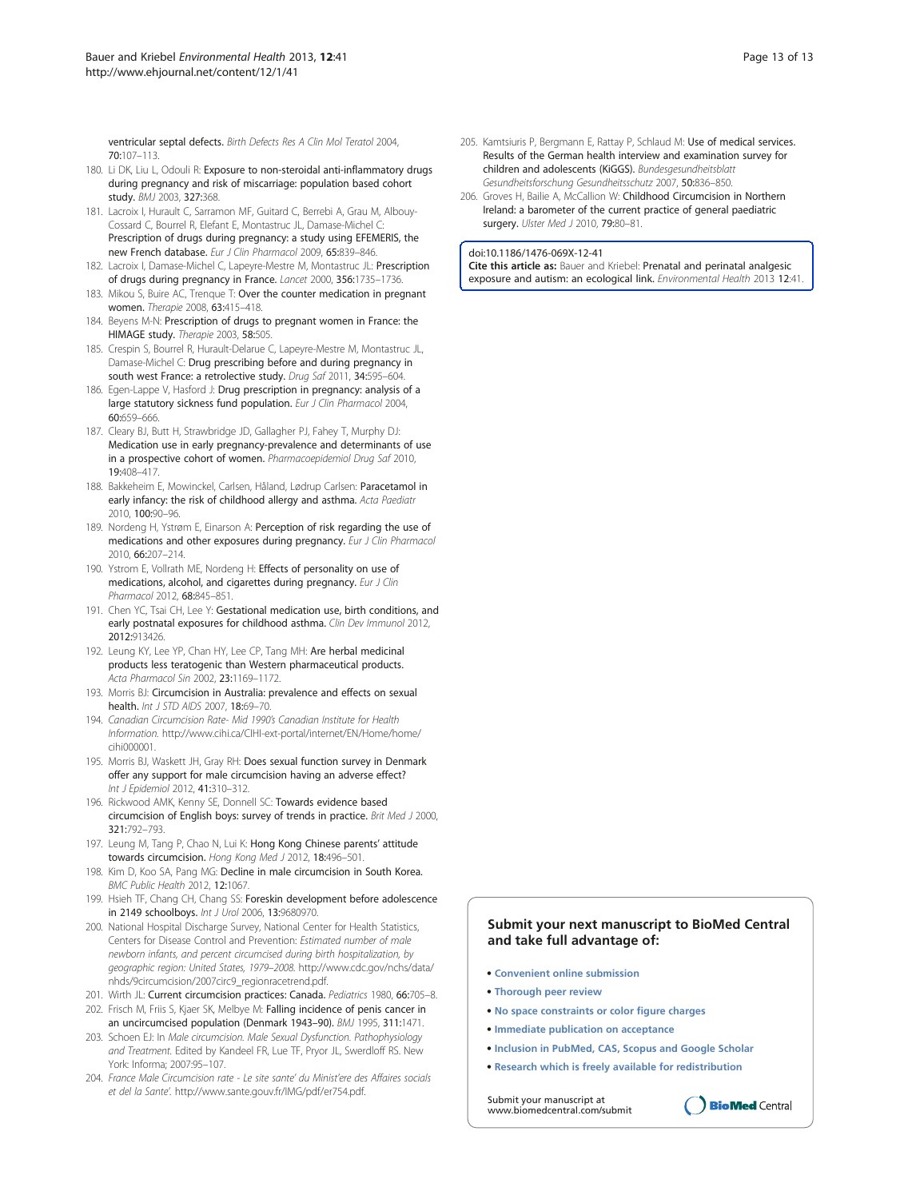ventricular septal defects. *Birth Defects Res A Clin Mol Teratol* 2004, **70**:107–113.

180. Li DK, Liu L, Odouli R: **Exposure to non-steroidal anti-inflammatory drugs during pregnancy and risk of miscarriage: population based cohort study.** *BMJ* 2003, **327**:368.
181. Lacroix I, Hurault C, Sarramon MF, Guitard C, Berrebi A, Grau M, Albouy-Cossard C, Bourrel R, Elefant E, Montastruc JL, Damase-Michel C: **Prescription of drugs during pregnancy: a study using EFEMERIS, the new French database.** *Eur J Clin Pharmacol* 2009, **65**:839–846.
182. Lacroix I, Damase-Michel C, Lapeyre-Mestre M, Montastruc JL: **Prescription of drugs during pregnancy in France.** *Lancet* 2000, **356**:1735–1736.
183. Mikou S, Buire AC, Trenque T: **Over the counter medication in pregnant women.** *Therapie* 2008, **63**:415–418.
184. Beyens M-N: **Prescription of drugs to pregnant women in France: the HIMAGE study.** *Therapie* 2003, **58**:505.
185. Crespin S, Bourrel R, Hurault-Delarue C, Lapeyre-Mestre M, Montastruc JL, Damase-Michel C: **Drug prescribing before and during pregnancy in south west France: a retrolective study.** *Drug Saf* 2011, **34**:595–604.
186. Egen-Lappe V, Hasford J: **Drug prescription in pregnancy: analysis of a large statutory sickness fund population.** *Eur J Clin Pharmacol* 2004, **60**:659–666.
187. Cleary BJ, Butt H, Strawbridge JD, Gallagher PJ, Fahey T, Murphy DJ: **Medication use in early pregnancy-prevalence and determinants of use in a prospective cohort of women.** *Pharmacoepidemiol Drug Saf* 2010, **19**:408–417.
188. Bakkeheim E, Mowinckel, Carlsen, Håland, Lødrup Carlsen: **Paracetamol in early infancy: the risk of childhood allergy and asthma.** *Acta Paediatr* 2010, **100**:90–96.
189. Nordeng H, Ystrøm E, Einarson A: **Perception of risk regarding the use of medications and other exposures during pregnancy.** *Eur J Clin Pharmacol* 2010, **66**:207–214.
190. Ystrom E, Vollrath ME, Nordeng H: **Effects of personality on use of medications, alcohol, and cigarettes during pregnancy.** *Eur J Clin Pharmacol* 2012, **68**:845–851.
191. Chen YC, Tsai CH, Lee Y: **Gestational medication use, birth conditions, and early postnatal exposures for childhood asthma.** *Clin Dev Immunol* 2012, **2012**:913426.
192. Leung KY, Lee YP, Chan HY, Lee CP, Tang MH: **Are herbal medicinal products less teratogenic than Western pharmaceutical products.** *Acta Pharmacol Sin* 2002, **23**:1169–1172.
193. Morris BJ: **Circumcision in Australia: prevalence and effects on sexual health.** *Int J STD AIDS* 2007, **18**:69–70.
194. *Canadian Circumcision Rate- Mid 1990's Canadian Institute for Health Information.* http://www.cihi.ca/CIHI-ext-portal/internet/EN/Home/home/cihi000001.
195. Morris BJ, Waskett JH, Gray RH: **Does sexual function survey in Denmark offer any support for male circumcision having an adverse effect?** *Int J Epidemiol* 2012, **41**:310–312.
196. Rickwood AMK, Kenny SE, Donnell SC: **Towards evidence based circumcision of English boys: survey of trends in practice.** *Brit Med J* 2000, **321**:792–793.
197. Leung M, Tang P, Chao N, Lui K: **Hong Kong Chinese parents' attitude towards circumcision.** *Hong Kong Med J* 2012, **18**:496–501.
198. Kim D, Koo SA, Pang MG: **Decline in male circumcision in South Korea.** *BMC Public Health* 2012, **12**:1067.
199. Hsieh TF, Chang CH, Chang SS: **Foreskin development before adolescence in 2149 schoolboys.** *Int J Urol* 2006, **13**:9680970.
200. National Hospital Discharge Survey, National Center for Health Statistics, Centers for Disease Control and Prevention: *Estimated number of male newborn infants, and percent circumcised during birth hospitalization, by geographic region: United States, 1979–2008.* http://www.cdc.gov/nchs/data/nhds/9circumcision/2007circ9_regionracetrend.pdf.
201. Wirth JL: **Current circumcision practices: Canada.** *Pediatrics* 1980, **66**:705–8.
202. Frisch M, Friis S, Kjaer SK, Melbye M: **Falling incidence of penis cancer in an uncircumcised population (Denmark 1943–90).** *BMJ* 1995, **311**:1471.
203. Schoen EJ: In *Male circumcision. Male Sexual Dysfunction. Pathophysiology and Treatment.* Edited by Kandeel FR, Lue TF, Pryor JL, Swerdloff RS. New York: Informa; 2007:95–107.
204. *France Male Circumcision rate - Le site sante' du Minist'ere des Affaires socials et del la Sante'.* http://www.sante.gouv.fr/IMG/pdf/er754.pdf.
205. Kamtsiuris P, Bergmann E, Rattay P, Schlaud M: **Use of medical services. Results of the German health interview and examination survey for children and adolescents (KiGGS).** *Bundesgesundheitsblatt Gesundheitsforschung Gesundheitsschutz* 2007, **50**:836–850.
206. Groves H, Bailie A, McCallion W: **Childhood Circumcision in Northern Ireland: a barometer of the current practice of general paediatric surgery.** *Ulster Med J* 2010, **79**:80–81.

doi:10.1186/1476-069X-12-41

**Cite this article as:** Bauer and Kriebel: Prenatal and perinatal analgesic exposure and autism: an ecological link. *Environmental Health* 2013 **12**:41.

**Submit your next manuscript to BioMed Central and take full advantage of:**

- **Convenient online submission**
- **Thorough peer review**
- **No space constraints or color figure charges**
- **Immediate publication on acceptance**
- **Inclusion in PubMed, CAS, Scopus and Google Scholar**
- **Research which is freely available for redistribution**

Submit your manuscript at
www.biomedcentral.com/submit

BioMed Central